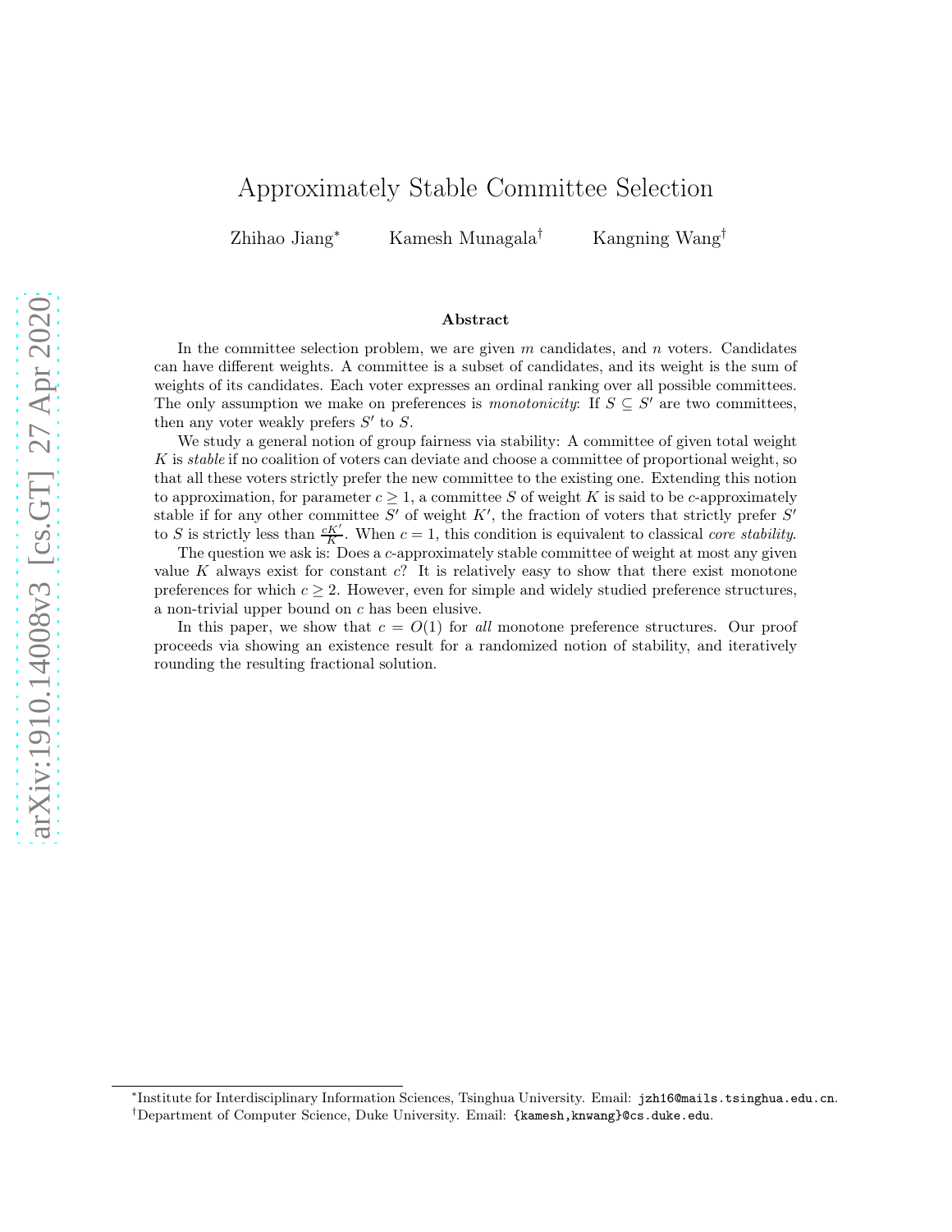# Approximately Stable Committee Selection

Zhihao Jiang[*] Kamesh Munagala[†] Kangning Wang[†]

### Abstract

In the committee selection problem, we are given $m$ candidates, and $n$ voters. Candidates can have different weights. A committee is a subset of candidates, and its weight is the sum of weights of its candidates. Each voter expresses an ordinal ranking over all possible committees. The only assumption we make on preferences is *monotonicity*: If $S \subseteq S'$ are two committees, then any voter weakly prefers $S'$ to $S$.

We study a general notion of group fairness via stability: A committee of given total weight $K$ is *stable* if no coalition of voters can deviate and choose a committee of proportional weight, so that all these voters strictly prefer the new committee to the existing one. Extending this notion to approximation, for parameter $c \geq 1$, a committee $S$ of weight $K$ is said to be $c$-approximately stable if for any other committee $S'$ of weight $K'$, the fraction of voters that strictly prefer $S'$ to $S$ is strictly less than $\frac{cK'}{K}$. When $c = 1$, this condition is equivalent to classical *core stability*.

The question we ask is: Does a $c$-approximately stable committee of weight at most any given value $K$ always exist for constant $c$? It is relatively easy to show that there exist monotone preferences for which $c \geq 2$. However, even for simple and widely studied preference structures, a non-trivial upper bound on $c$ has been elusive.

In this paper, we show that $c = O(1)$ for *all* monotone preference structures. Our proof proceeds via showing an existence result for a randomized notion of stability, and iteratively rounding the resulting fractional solution.

---

[*] Institute for Interdisciplinary Information Sciences, Tsinghua University. Email: jzh16@mails.tsinghua.edu.cn.

[†] Department of Computer Science, Duke University. Email: {kamesh,knwang}@cs.duke.edu.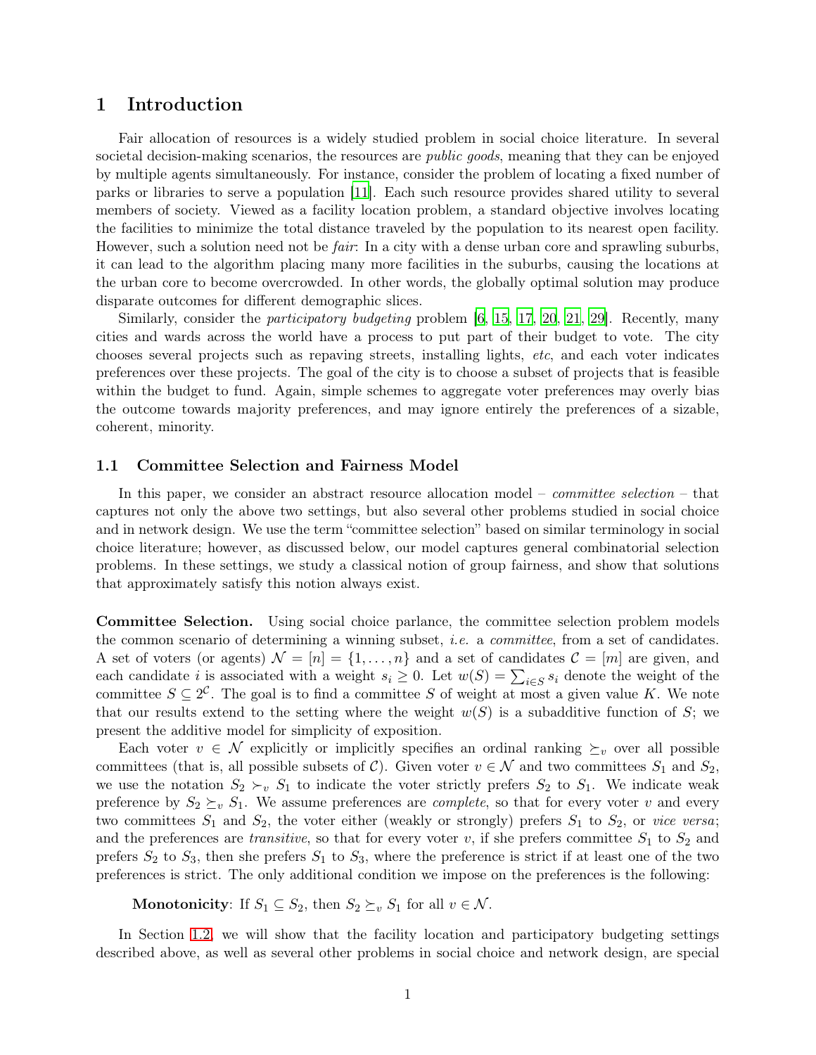# 1 Introduction

Fair allocation of resources is a widely studied problem in social choice literature. In several societal decision-making scenarios, the resources are *public goods*, meaning that they can be enjoyed by multiple agents simultaneously. For instance, consider the problem of locating a fixed number of parks or libraries to serve a population [11]. Each such resource provides shared utility to several members of society. Viewed as a facility location problem, a standard objective involves locating the facilities to minimize the total distance traveled by the population to its nearest open facility. However, such a solution need not be *fair*: In a city with a dense urban core and sprawling suburbs, it can lead to the algorithm placing many more facilities in the suburbs, causing the locations at the urban core to become overcrowded. In other words, the globally optimal solution may produce disparate outcomes for different demographic slices.

Similarly, consider the *participatory budgeting* problem [6, 15, 17, 20, 21, 29]. Recently, many cities and wards across the world have a process to put part of their budget to vote. The city chooses several projects such as repaving streets, installing lights, *etc*, and each voter indicates preferences over these projects. The goal of the city is to choose a subset of projects that is feasible within the budget to fund. Again, simple schemes to aggregate voter preferences may overly bias the outcome towards majority preferences, and may ignore entirely the preferences of a sizable, coherent, minority.

## 1.1 Committee Selection and Fairness Model

In this paper, we consider an abstract resource allocation model – *committee selection* – that captures not only the above two settings, but also several other problems studied in social choice and in network design. We use the term "committee selection" based on similar terminology in social choice literature; however, as discussed below, our model captures general combinatorial selection problems. In these settings, we study a classical notion of group fairness, and show that solutions that approximately satisfy this notion always exist.

**Committee Selection.** Using social choice parlance, the committee selection problem models the common scenario of determining a winning subset, *i.e.* a *committee*, from a set of candidates. A set of voters (or agents) $\mathcal{N} = [n] = \{1, \ldots, n\}$ and a set of candidates $\mathcal{C} = [m]$ are given, and each candidate $i$ is associated with a weight $s_i \geq 0$. Let $w(S) = \sum_{i \in S} s_i$ denote the weight of the committee $S \subseteq 2^{\mathcal{C}}$. The goal is to find a committee $S$ of weight at most a given value $K$. We note that our results extend to the setting where the weight $w(S)$ is a subadditive function of $S$; we present the additive model for simplicity of exposition.

Each voter $v \in \mathcal{N}$ explicitly or implicitly specifies an ordinal ranking $\succeq_v$ over all possible committees (that is, all possible subsets of $\mathcal{C}$). Given voter $v \in \mathcal{N}$ and two committees $S_1$ and $S_2$, we use the notation $S_2 \succ_v S_1$ to indicate the voter strictly prefers $S_2$ to $S_1$. We indicate weak preference by $S_2 \succeq_v S_1$. We assume preferences are *complete*, so that for every voter $v$ and every two committees $S_1$ and $S_2$, the voter either (weakly or strongly) prefers $S_1$ to $S_2$, or *vice versa*; and the preferences are *transitive*, so that for every voter $v$, if she prefers committee $S_1$ to $S_2$ and prefers $S_2$ to $S_3$, then she prefers $S_1$ to $S_3$, where the preference is strict if at least one of the two preferences is strict. The only additional condition we impose on the preferences is the following:

> **Monotonicity**: If $S_1 \subseteq S_2$, then $S_2 \succeq_v S_1$ for all $v \in \mathcal{N}$.

In Section 1.2, we will show that the facility location and participatory budgeting settings described above, as well as several other problems in social choice and network design, are special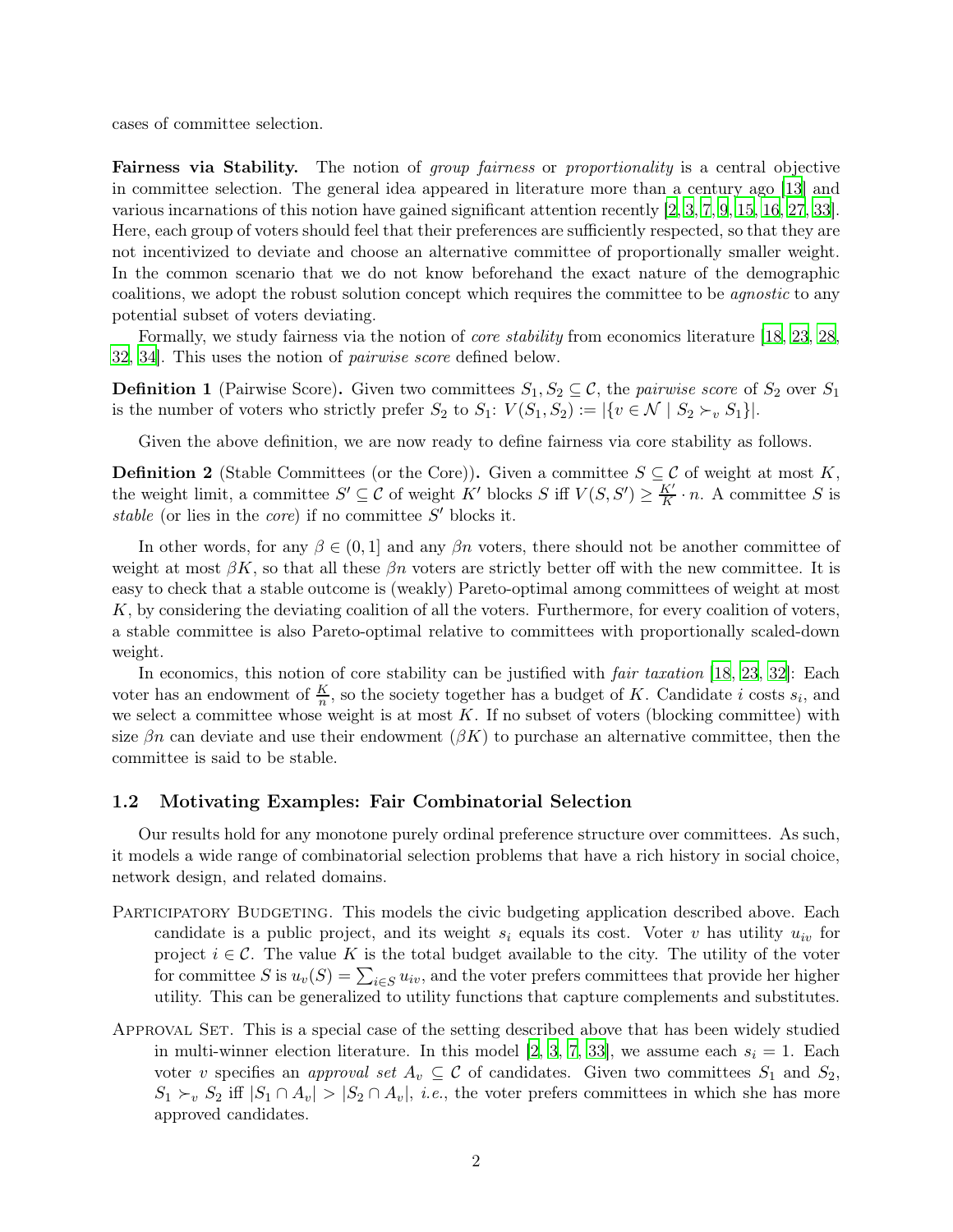cases of committee selection.

**Fairness via Stability.** The notion of *group fairness* or *proportionality* is a central objective in committee selection. The general idea appeared in literature more than a century ago [13] and various incarnations of this notion have gained significant attention recently [2, 3, 7, 9, 15, 16, 27, 33]. Here, each group of voters should feel that their preferences are sufficiently respected, so that they are not incentivized to deviate and choose an alternative committee of proportionally smaller weight. In the common scenario that we do not know beforehand the exact nature of the demographic coalitions, we adopt the robust solution concept which requires the committee to be *agnostic* to any potential subset of voters deviating.

Formally, we study fairness via the notion of *core stability* from economics literature [18, 23, 28, 32, 34]. This uses the notion of *pairwise score* defined below.

**Definition 1** (Pairwise Score)**.** Given two committees $S_1, S_2 \subseteq \mathcal{C}$, the *pairwise score* of $S_2$ over $S_1$ is the number of voters who strictly prefer $S_2$ to $S_1$: $V(S_1, S_2) := |\{v \in \mathcal{N} \mid S_2 \succ_v S_1\}|$.

Given the above definition, we are now ready to define fairness via core stability as follows.

**Definition 2** (Stable Committees (or the Core))**.** Given a committee $S \subseteq \mathcal{C}$ of weight at most $K$, the weight limit, a committee $S' \subseteq \mathcal{C}$ of weight $K'$ blocks $S$ iff $V(S, S') \geq \frac{K'}{K} \cdot n$. A committee $S$ is *stable* (or lies in the *core*) if no committee $S'$ blocks it.

In other words, for any $\beta \in (0, 1]$ and any $\beta n$ voters, there should not be another committee of weight at most $\beta K$, so that all these $\beta n$ voters are strictly better off with the new committee. It is easy to check that a stable outcome is (weakly) Pareto-optimal among committees of weight at most $K$, by considering the deviating coalition of all the voters. Furthermore, for every coalition of voters, a stable committee is also Pareto-optimal relative to committees with proportionally scaled-down weight.

In economics, this notion of core stability can be justified with *fair taxation* [18, 23, 32]: Each voter has an endowment of $\frac{K}{n}$, so the society together has a budget of $K$. Candidate $i$ costs $s_i$, and we select a committee whose weight is at most $K$. If no subset of voters (blocking committee) with size $\beta n$ can deviate and use their endowment ($\beta K$) to purchase an alternative committee, then the committee is said to be stable.

### 1.2 Motivating Examples: Fair Combinatorial Selection

Our results hold for any monotone purely ordinal preference structure over committees. As such, it models a wide range of combinatorial selection problems that have a rich history in social choice, network design, and related domains.

PARTICIPATORY BUDGETING. This models the civic budgeting application described above. Each candidate is a public project, and its weight $s_i$ equals its cost. Voter $v$ has utility $u_{iv}$ for project $i \in \mathcal{C}$. The value $K$ is the total budget available to the city. The utility of the voter for committee $S$ is $u_v(S) = \sum_{i \in S} u_{iv}$, and the voter prefers committees that provide her higher utility. This can be generalized to utility functions that capture complements and substitutes.

APPROVAL SET. This is a special case of the setting described above that has been widely studied in multi-winner election literature. In this model [2, 3, 7, 33], we assume each $s_i = 1$. Each voter $v$ specifies an *approval set* $A_v \subseteq \mathcal{C}$ of candidates. Given two committees $S_1$ and $S_2$, $S_1 \succ_v S_2$ iff $|S_1 \cap A_v| > |S_2 \cap A_v|$, *i.e.*, the voter prefers committees in which she has more approved candidates.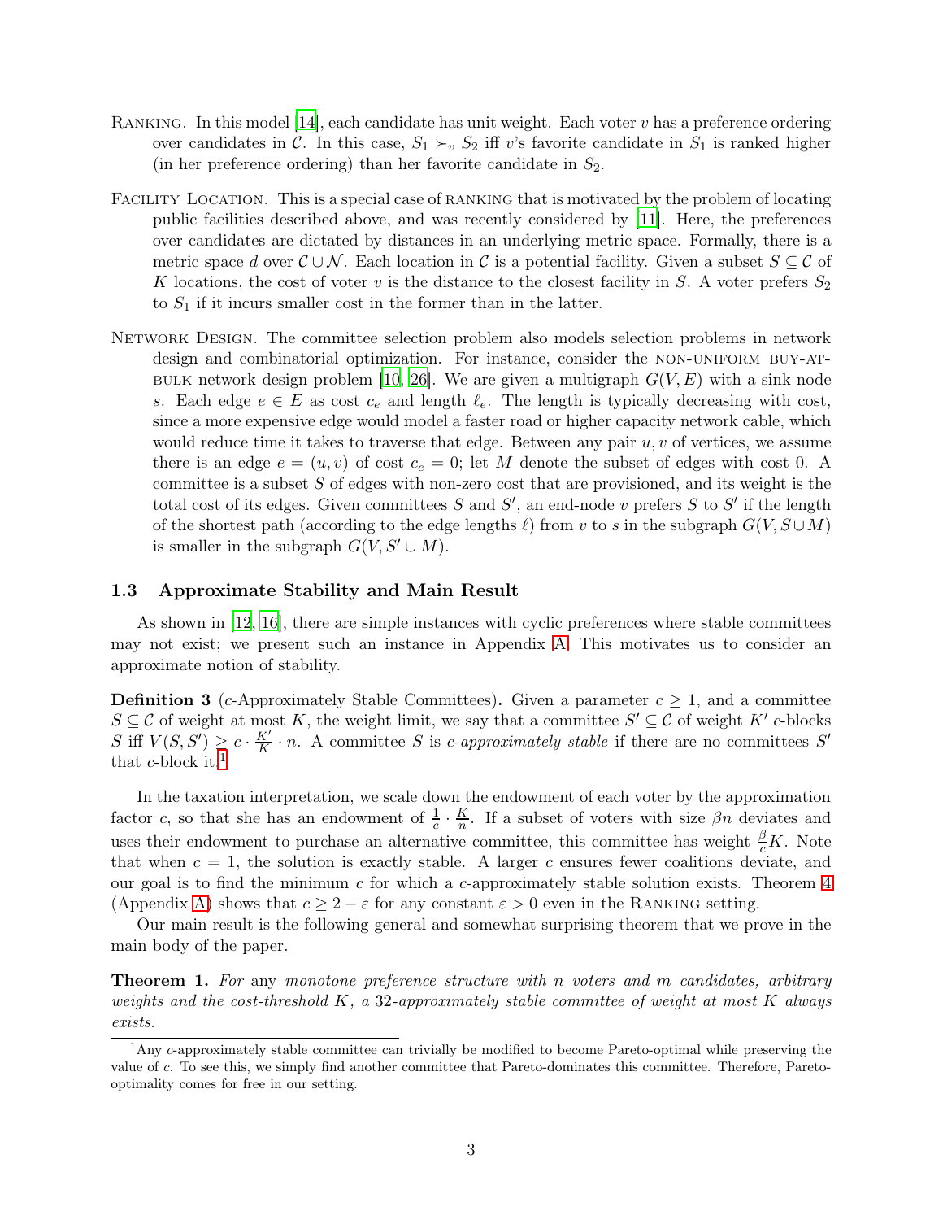**Ranking.** In this model [14], each candidate has unit weight. Each voter $v$ has a preference ordering over candidates in $\mathcal{C}$. In this case, $S_1 \succ_v S_2$ iff $v$'s favorite candidate in $S_1$ is ranked higher (in her preference ordering) than her favorite candidate in $S_2$.

**Facility Location.** This is a special case of ranking that is motivated by the problem of locating public facilities described above, and was recently considered by [11]. Here, the preferences over candidates are dictated by distances in an underlying metric space. Formally, there is a metric space $d$ over $\mathcal{C} \cup \mathcal{N}$. Each location in $\mathcal{C}$ is a potential facility. Given a subset $S \subseteq \mathcal{C}$ of $K$ locations, the cost of voter $v$ is the distance to the closest facility in $S$. A voter prefers $S_2$ to $S_1$ if it incurs smaller cost in the former than in the latter.

**Network Design.** The committee selection problem also models selection problems in network design and combinatorial optimization. For instance, consider the non-uniform buy-at-bulk network design problem [10, 26]. We are given a multigraph $G(V, E)$ with a sink node $s$. Each edge $e \in E$ as cost $c_e$ and length $\ell_e$. The length is typically decreasing with cost, since a more expensive edge would model a faster road or higher capacity network cable, which would reduce time it takes to traverse that edge. Between any pair $u, v$ of vertices, we assume there is an edge $e = (u, v)$ of cost $c_e = 0$; let $M$ denote the subset of edges with cost 0. A committee is a subset $S$ of edges with non-zero cost that are provisioned, and its weight is the total cost of its edges. Given committees $S$ and $S'$, an end-node $v$ prefers $S$ to $S'$ if the length of the shortest path (according to the edge lengths $\ell$) from $v$ to $s$ in the subgraph $G(V, S \cup M)$ is smaller in the subgraph $G(V, S' \cup M)$.

### 1.3 Approximate Stability and Main Result

As shown in [12, 16], there are simple instances with cyclic preferences where stable committees may not exist; we present such an instance in Appendix A. This motivates us to consider an approximate notion of stability.

**Definition 3** (c-Approximately Stable Committees)**.** Given a parameter $c \geq 1$, and a committee $S \subseteq \mathcal{C}$ of weight at most $K$, the weight limit, we say that a committee $S' \subseteq \mathcal{C}$ of weight $K'$ $c$-blocks $S$ iff $V(S, S') \geq c \cdot \frac{K'}{K} \cdot n$. A committee $S$ is *$c$-approximately stable* if there are no committees $S'$ that $c$-block it.[1]

In the taxation interpretation, we scale down the endowment of each voter by the approximation factor $c$, so that she has an endowment of $\frac{1}{c} \cdot \frac{K}{n}$. If a subset of voters with size $\beta n$ deviates and uses their endowment to purchase an alternative committee, this committee has weight $\frac{\beta}{c} K$. Note that when $c = 1$, the solution is exactly stable. A larger $c$ ensures fewer coalitions deviate, and our goal is to find the minimum $c$ for which a $c$-approximately stable solution exists. Theorem 4 (Appendix A) shows that $c \geq 2 - \varepsilon$ for any constant $\varepsilon > 0$ even in the Ranking setting.

Our main result is the following general and somewhat surprising theorem that we prove in the main body of the paper.

**Theorem 1.** *For any monotone preference structure with $n$ voters and $m$ candidates, arbitrary weights and the cost-threshold $K$, a 32-approximately stable committee of weight at most $K$ always exists.*

[1] Any $c$-approximately stable committee can trivially be modified to become Pareto-optimal while preserving the value of $c$. To see this, we simply find another committee that Pareto-dominates this committee. Therefore, Pareto-optimality comes for free in our setting.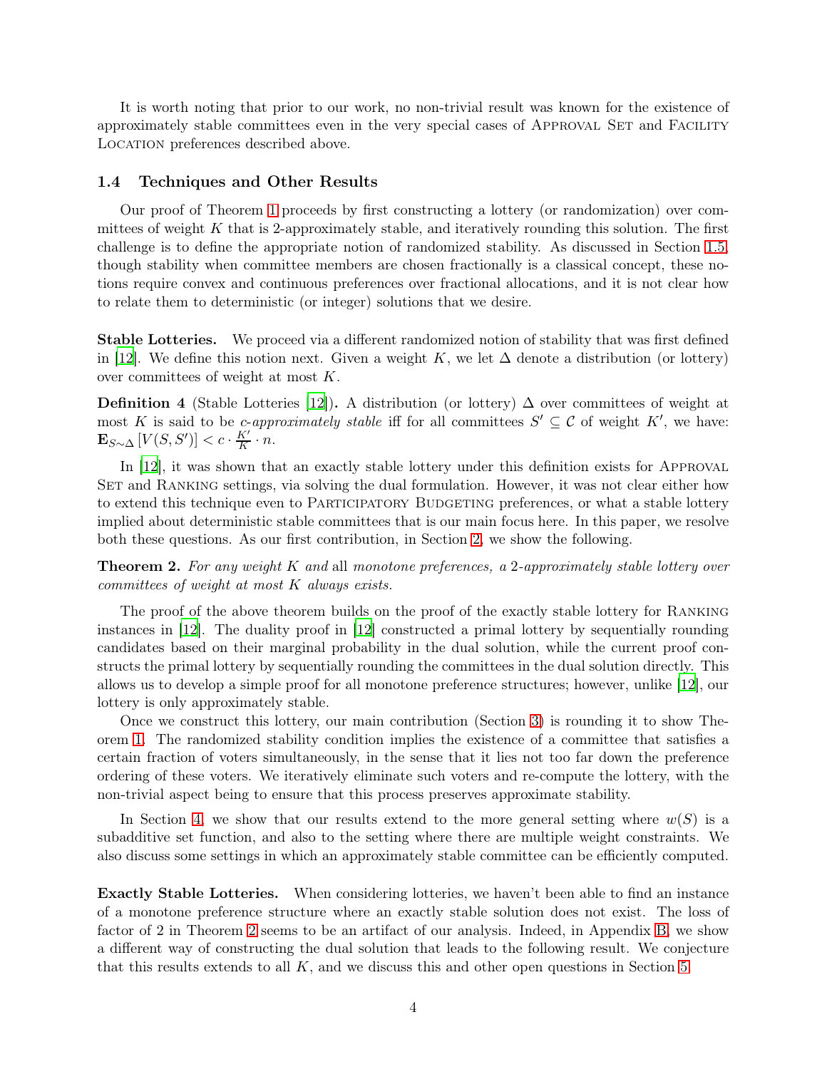It is worth noting that prior to our work, no non-trivial result was known for the existence of approximately stable committees even in the very special cases of Approval Set and Facility Location preferences described above.

### 1.4 Techniques and Other Results

Our proof of Theorem 1 proceeds by first constructing a lottery (or randomization) over committees of weight $K$ that is 2-approximately stable, and iteratively rounding this solution. The first challenge is to define the appropriate notion of randomized stability. As discussed in Section 1.5, though stability when committee members are chosen fractionally is a classical concept, these notions require convex and continuous preferences over fractional allocations, and it is not clear how to relate them to deterministic (or integer) solutions that we desire.

**Stable Lotteries.** We proceed via a different randomized notion of stability that was first defined in [12]. We define this notion next. Given a weight $K$, we let $\Delta$ denote a distribution (or lottery) over committees of weight at most $K$.

**Definition 4** (Stable Lotteries [12])**.** A distribution (or lottery) $\Delta$ over committees of weight at most $K$ is said to be *c-approximately stable* iff for all committees $S' \subseteq \mathcal{C}$ of weight $K'$, we have: $\mathbf{E}_{S \sim \Delta}[V(S, S')] < c \cdot \frac{K'}{K} \cdot n$.

In [12], it was shown that an exactly stable lottery under this definition exists for Approval Set and Ranking settings, via solving the dual formulation. However, it was not clear either how to extend this technique even to Participatory Budgeting preferences, or what a stable lottery implied about deterministic stable committees that is our main focus here. In this paper, we resolve both these questions. As our first contribution, in Section 2, we show the following.

**Theorem 2.** *For any weight $K$ and* all *monotone preferences, a 2-approximately stable lottery over committees of weight at most $K$ always exists.*

The proof of the above theorem builds on the proof of the exactly stable lottery for Ranking instances in [12]. The duality proof in [12] constructed a primal lottery by sequentially rounding candidates based on their marginal probability in the dual solution, while the current proof constructs the primal lottery by sequentially rounding the committees in the dual solution directly. This allows us to develop a simple proof for all monotone preference structures; however, unlike [12], our lottery is only approximately stable.

Once we construct this lottery, our main contribution (Section 3) is rounding it to show Theorem 1. The randomized stability condition implies the existence of a committee that satisfies a certain fraction of voters simultaneously, in the sense that it lies not too far down the preference ordering of these voters. We iteratively eliminate such voters and re-compute the lottery, with the non-trivial aspect being to ensure that this process preserves approximate stability.

In Section 4, we show that our results extend to the more general setting where $w(S)$ is a subadditive set function, and also to the setting where there are multiple weight constraints. We also discuss some settings in which an approximately stable committee can be efficiently computed.

**Exactly Stable Lotteries.** When considering lotteries, we haven't been able to find an instance of a monotone preference structure where an exactly stable solution does not exist. The loss of factor of 2 in Theorem 2 seems to be an artifact of our analysis. Indeed, in Appendix B, we show a different way of constructing the dual solution that leads to the following result. We conjecture that this results extends to all $K$, and we discuss this and other open questions in Section 5.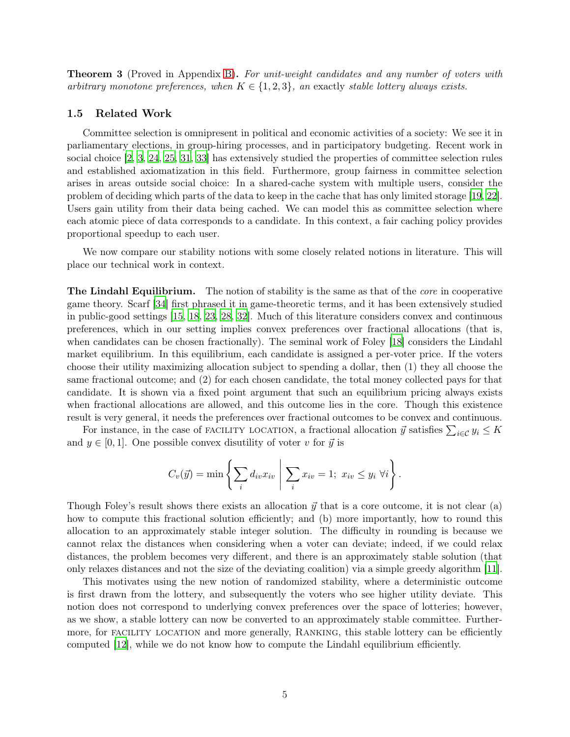**Theorem 3** (Proved in Appendix B)**.** *For unit-weight candidates and any number of voters with arbitrary monotone preferences, when $K \in \{1, 2, 3\}$, an* exactly *stable lottery always exists.*

### 1.5 Related Work

Committee selection is omnipresent in political and economic activities of a society: We see it in parliamentary elections, in group-hiring processes, and in participatory budgeting. Recent work in social choice [2, 3, 24, 25, 31, 33] has extensively studied the properties of committee selection rules and established axiomatization in this field. Furthermore, group fairness in committee selection arises in areas outside social choice: In a shared-cache system with multiple users, consider the problem of deciding which parts of the data to keep in the cache that has only limited storage [19, 22]. Users gain utility from their data being cached. We can model this as committee selection where each atomic piece of data corresponds to a candidate. In this context, a fair caching policy provides proportional speedup to each user.

We now compare our stability notions with some closely related notions in literature. This will place our technical work in context.

**The Lindahl Equilibrium.** The notion of stability is the same as that of the *core* in cooperative game theory. Scarf [34] first phrased it in game-theoretic terms, and it has been extensively studied in public-good settings [15, 18, 23, 28, 32]. Much of this literature considers convex and continuous preferences, which in our setting implies convex preferences over fractional allocations (that is, when candidates can be chosen fractionally). The seminal work of Foley [18] considers the Lindahl market equilibrium. In this equilibrium, each candidate is assigned a per-voter price. If the voters choose their utility maximizing allocation subject to spending a dollar, then (1) they all choose the same fractional outcome; and (2) for each chosen candidate, the total money collected pays for that candidate. It is shown via a fixed point argument that such an equilibrium pricing always exists when fractional allocations are allowed, and this outcome lies in the core. Though this existence result is very general, it needs the preferences over fractional outcomes to be convex and continuous.

For instance, in the case of FACILITY LOCATION, a fractional allocation $\vec{y}$ satisfies $\sum_{i \in \mathcal{C}} y_i \le K$ and $y \in [0, 1]$. One possible convex disutility of voter $v$ for $\vec{y}$ is

$$C_v(\vec{y}) = \min\left\{ \sum_i d_{iv} x_{iv} \;\middle|\; \sum_i x_{iv} = 1;\; x_{iv} \le y_i \;\forall i \right\}.$$

Though Foley's result shows there exists an allocation $\vec{y}$ that is a core outcome, it is not clear (a) how to compute this fractional solution efficiently; and (b) more importantly, how to round this allocation to an approximately stable integer solution. The difficulty in rounding is because we cannot relax the distances when considering when a voter can deviate; indeed, if we could relax distances, the problem becomes very different, and there is an approximately stable solution (that only relaxes distances and not the size of the deviating coalition) via a simple greedy algorithm [11].

This motivates using the new notion of randomized stability, where a deterministic outcome is first drawn from the lottery, and subsequently the voters who see higher utility deviate. This notion does not correspond to underlying convex preferences over the space of lotteries; however, as we show, a stable lottery can now be converted to an approximately stable committee. Furthermore, for FACILITY LOCATION and more generally, RANKING, this stable lottery can be efficiently computed [12], while we do not know how to compute the Lindahl equilibrium efficiently.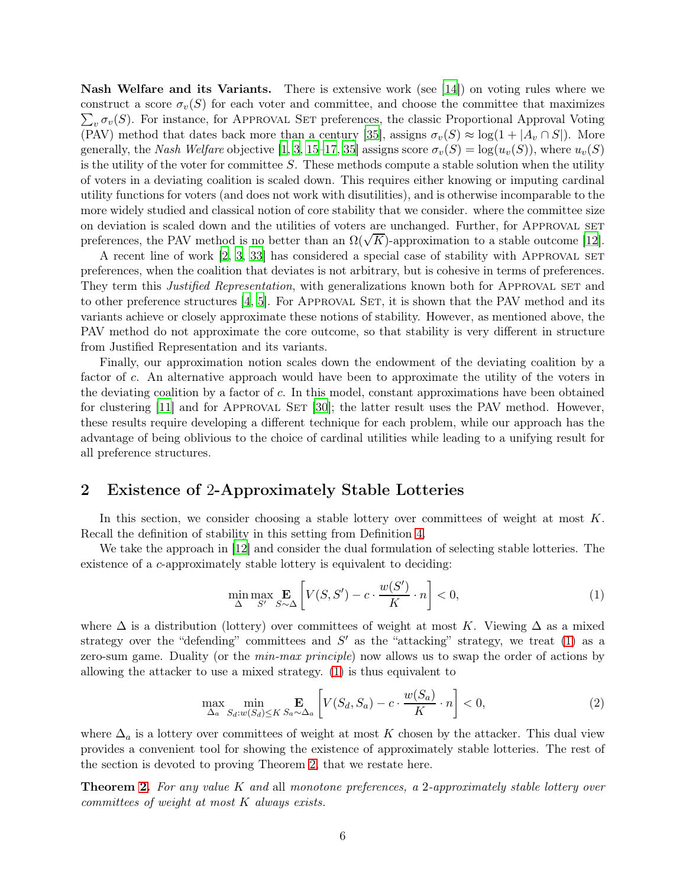**Nash Welfare and its Variants.** There is extensive work (see [14]) on voting rules where we construct a score $\sigma_v(S)$ for each voter and committee, and choose the committee that maximizes $\sum_v \sigma_v(S)$. For instance, for Approval Set preferences, the classic Proportional Approval Voting (PAV) method that dates back more than a century [35], assigns $\sigma_v(S) \approx \log(1 + |A_v \cap S|)$. More generally, the *Nash Welfare* objective [1, 3, 15–17, 35] assigns score $\sigma_v(S) = \log(u_v(S))$, where $u_v(S)$ is the utility of the voter for committee $S$. These methods compute a stable solution when the utility of voters in a deviating coalition is scaled down. This requires either knowing or imputing cardinal utility functions for voters (and does not work with disutilities), and is otherwise incomparable to the more widely studied and classical notion of core stability that we consider. where the committee size on deviation is scaled down and the utilities of voters are unchanged. Further, for Approval set preferences, the PAV method is no better than an $\Omega(\sqrt{K})$-approximation to a stable outcome [12].

A recent line of work [2, 3, 33] has considered a special case of stability with Approval set preferences, when the coalition that deviates is not arbitrary, but is cohesive in terms of preferences. They term this *Justified Representation*, with generalizations known both for Approval set and to other preference structures [4, 5]. For Approval Set, it is shown that the PAV method and its variants achieve or closely approximate these notions of stability. However, as mentioned above, the PAV method do not approximate the core outcome, so that stability is very different in structure from Justified Representation and its variants.

Finally, our approximation notion scales down the endowment of the deviating coalition by a factor of $c$. An alternative approach would have been to approximate the utility of the voters in the deviating coalition by a factor of $c$. In this model, constant approximations have been obtained for clustering [11] and for Approval Set [30]; the latter result uses the PAV method. However, these results require developing a different technique for each problem, while our approach has the advantage of being oblivious to the choice of cardinal utilities while leading to a unifying result for all preference structures.

## 2 Existence of 2-Approximately Stable Lotteries

In this section, we consider choosing a stable lottery over committees of weight at most $K$. Recall the definition of stability in this setting from Definition 4.

We take the approach in [12] and consider the dual formulation of selecting stable lotteries. The existence of a $c$-approximately stable lottery is equivalent to deciding:

$$\min_{\Delta} \max_{S'} \mathop{\mathbf{E}}_{S \sim \Delta} \left[ V(S, S') - c \cdot \frac{w(S')}{K} \cdot n \right] < 0, \tag{1}$$

where $\Delta$ is a distribution (lottery) over committees of weight at most $K$. Viewing $\Delta$ as a mixed strategy over the "defending" committees and $S'$ as the "attacking" strategy, we treat (1) as a zero-sum game. Duality (or the *min-max principle*) now allows us to swap the order of actions by allowing the attacker to use a mixed strategy. (1) is thus equivalent to

$$\max_{\Delta_a} \min_{S_d : w(S_d) \le K} \mathop{\mathbf{E}}_{S_a \sim \Delta_a} \left[ V(S_d, S_a) - c \cdot \frac{w(S_a)}{K} \cdot n \right] < 0, \tag{2}$$

where $\Delta_a$ is a lottery over committees of weight at most $K$ chosen by the attacker. This dual view provides a convenient tool for showing the existence of approximately stable lotteries. The rest of the section is devoted to proving Theorem 2, that we restate here.

**Theorem 2.** *For any value $K$ and* all *monotone preferences, a 2-approximately stable lottery over committees of weight at most $K$ always exists.*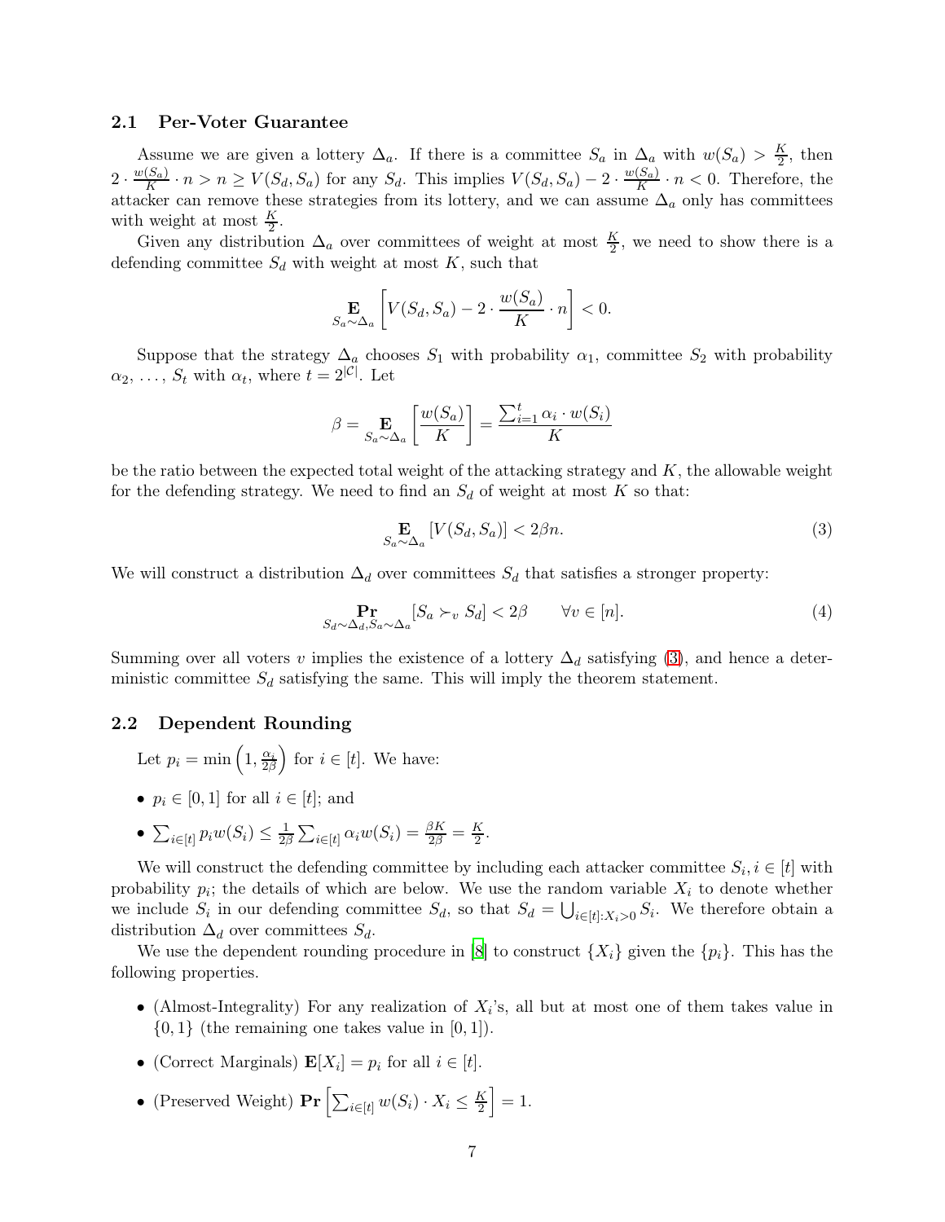### 2.1 Per-Voter Guarantee

Assume we are given a lottery $\Delta_a$. If there is a committee $S_a$ in $\Delta_a$ with $w(S_a) > \frac{K}{2}$, then $2 \cdot \frac{w(S_a)}{K} \cdot n > n \geq V(S_d, S_a)$ for any $S_d$. This implies $V(S_d, S_a) - 2 \cdot \frac{w(S_a)}{K} \cdot n < 0$. Therefore, the attacker can remove these strategies from its lottery, and we can assume $\Delta_a$ only has committees with weight at most $\frac{K}{2}$.

Given any distribution $\Delta_a$ over committees of weight at most $\frac{K}{2}$, we need to show there is a defending committee $S_d$ with weight at most $K$, such that

$$\mathop{\mathbf{E}}_{S_a \sim \Delta_a}\left[V(S_d, S_a) - 2 \cdot \frac{w(S_a)}{K} \cdot n\right] < 0.$$

Suppose that the strategy $\Delta_a$ chooses $S_1$ with probability $\alpha_1$, committee $S_2$ with probability $\alpha_2$, ..., $S_t$ with $\alpha_t$, where $t = 2^{|\mathcal{C}|}$. Let

$$\beta = \mathop{\mathbf{E}}_{S_a \sim \Delta_a}\left[\frac{w(S_a)}{K}\right] = \frac{\sum_{i=1}^{t} \alpha_i \cdot w(S_i)}{K}$$

be the ratio between the expected total weight of the attacking strategy and $K$, the allowable weight for the defending strategy. We need to find an $S_d$ of weight at most $K$ so that:

$$\mathop{\mathbf{E}}_{S_a \sim \Delta_a}[V(S_d, S_a)] < 2\beta n. \tag{3}$$

We will construct a distribution $\Delta_d$ over committees $S_d$ that satisfies a stronger property:

$$\mathop{\mathbf{Pr}}_{S_d \sim \Delta_d, S_a \sim \Delta_a}[S_a \succ_v S_d] < 2\beta \qquad \forall v \in [n]. \tag{4}$$

Summing over all voters $v$ implies the existence of a lottery $\Delta_d$ satisfying (3), and hence a deterministic committee $S_d$ satisfying the same. This will imply the theorem statement.

### 2.2 Dependent Rounding

Let $p_i = \min\left(1, \frac{\alpha_i}{2\beta}\right)$ for $i \in [t]$. We have:

- $p_i \in [0, 1]$ for all $i \in [t]$; and
- $\sum_{i \in [t]} p_i w(S_i) \leq \frac{1}{2\beta} \sum_{i \in [t]} \alpha_i w(S_i) = \frac{\beta K}{2\beta} = \frac{K}{2}$.

We will construct the defending committee by including each attacker committee $S_i, i \in [t]$ with probability $p_i$; the details of which are below. We use the random variable $X_i$ to denote whether we include $S_i$ in our defending committee $S_d$, so that $S_d = \bigcup_{i \in [t]: X_i > 0} S_i$. We therefore obtain a distribution $\Delta_d$ over committees $S_d$.

We use the dependent rounding procedure in [8] to construct $\{X_i\}$ given the $\{p_i\}$. This has the following properties.

- (Almost-Integrality) For any realization of $X_i$'s, all but at most one of them takes value in $\{0, 1\}$ (the remaining one takes value in $[0, 1]$).
- (Correct Marginals) $\mathbf{E}[X_i] = p_i$ for all $i \in [t]$.
- (Preserved Weight) $\mathbf{Pr}\left[\sum_{i \in [t]} w(S_i) \cdot X_i \leq \frac{K}{2}\right] = 1$.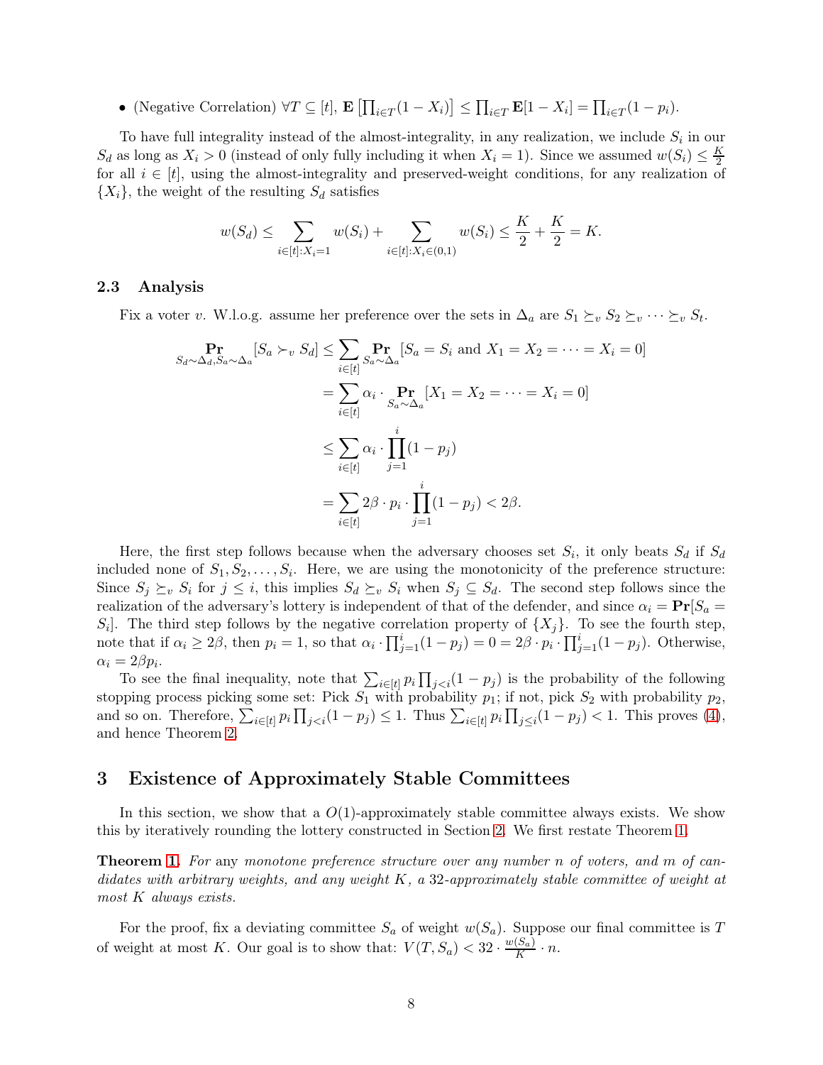- (Negative Correlation) $\forall T \subseteq [t]$, $\mathbf{E}\left[\prod_{i\in T}(1-X_i)\right] \leq \prod_{i\in T}\mathbf{E}[1-X_i] = \prod_{i\in T}(1-p_i)$.

To have full integrality instead of the almost-integrality, in any realization, we include $S_i$ in our $S_d$ as long as $X_i > 0$ (instead of only fully including it when $X_i = 1$). Since we assumed $w(S_i) \leq \frac{K}{2}$ for all $i \in [t]$, using the almost-integrality and preserved-weight conditions, for any realization of $\{X_i\}$, the weight of the resulting $S_d$ satisfies

$$w(S_d) \leq \sum_{i\in[t]:X_i=1} w(S_i) + \sum_{i\in[t]:X_i\in(0,1)} w(S_i) \leq \frac{K}{2} + \frac{K}{2} = K.$$

### 2.3 Analysis

Fix a voter $v$. W.l.o.g. assume her preference over the sets in $\Delta_a$ are $S_1 \succeq_v S_2 \succeq_v \cdots \succeq_v S_t$.

$$\begin{aligned}
\Pr_{S_d\sim\Delta_d, S_a\sim\Delta_a}[S_a \succ_v S_d] &\leq \sum_{i\in[t]} \Pr_{S_a\sim\Delta_a}[S_a = S_i \text{ and } X_1 = X_2 = \cdots = X_i = 0] \\
&= \sum_{i\in[t]} \alpha_i \cdot \Pr_{S_a\sim\Delta_a}[X_1 = X_2 = \cdots = X_i = 0] \\
&\leq \sum_{i\in[t]} \alpha_i \cdot \prod_{j=1}^{i}(1-p_j) \\
&= \sum_{i\in[t]} 2\beta \cdot p_i \cdot \prod_{j=1}^{i}(1-p_j) < 2\beta.
\end{aligned}$$

Here, the first step follows because when the adversary chooses set $S_i$, it only beats $S_d$ if $S_d$ included none of $S_1, S_2, \ldots, S_i$. Here, we are using the monotonicity of the preference structure: Since $S_j \succeq_v S_i$ for $j \leq i$, this implies $S_d \succeq_v S_i$ when $S_j \subseteq S_d$. The second step follows since the realization of the adversary's lottery is independent of that of the defender, and since $\alpha_i = \mathbf{Pr}[S_a = S_i]$. The third step follows by the negative correlation property of $\{X_j\}$. To see the fourth step, note that if $\alpha_i \geq 2\beta$, then $p_i = 1$, so that $\alpha_i \cdot \prod_{j=1}^{i}(1-p_j) = 0 = 2\beta \cdot p_i \cdot \prod_{j=1}^{i}(1-p_j)$. Otherwise, $\alpha_i = 2\beta p_i$.

To see the final inequality, note that $\sum_{i\in[t]} p_i \prod_{j<i}(1-p_j)$ is the probability of the following stopping process picking some set: Pick $S_1$ with probability $p_1$; if not, pick $S_2$ with probability $p_2$, and so on. Therefore, $\sum_{i\in[t]} p_i \prod_{j<i}(1-p_j) \leq 1$. Thus $\sum_{i\in[t]} p_i \prod_{j\leq i}(1-p_j) < 1$. This proves (4), and hence Theorem 2.

## 3 Existence of Approximately Stable Committees

In this section, we show that a $O(1)$-approximately stable committee always exists. We show this by iteratively rounding the lottery constructed in Section 2. We first restate Theorem 1.

**Theorem 1.** *For* any *monotone preference structure over any number $n$ of voters, and $m$ of candidates with arbitrary weights, and any weight $K$, a 32-approximately stable committee of weight at most $K$ always exists.*

For the proof, fix a deviating committee $S_a$ of weight $w(S_a)$. Suppose our final committee is $T$ of weight at most $K$. Our goal is to show that: $V(T, S_a) < 32 \cdot \frac{w(S_a)}{K} \cdot n$.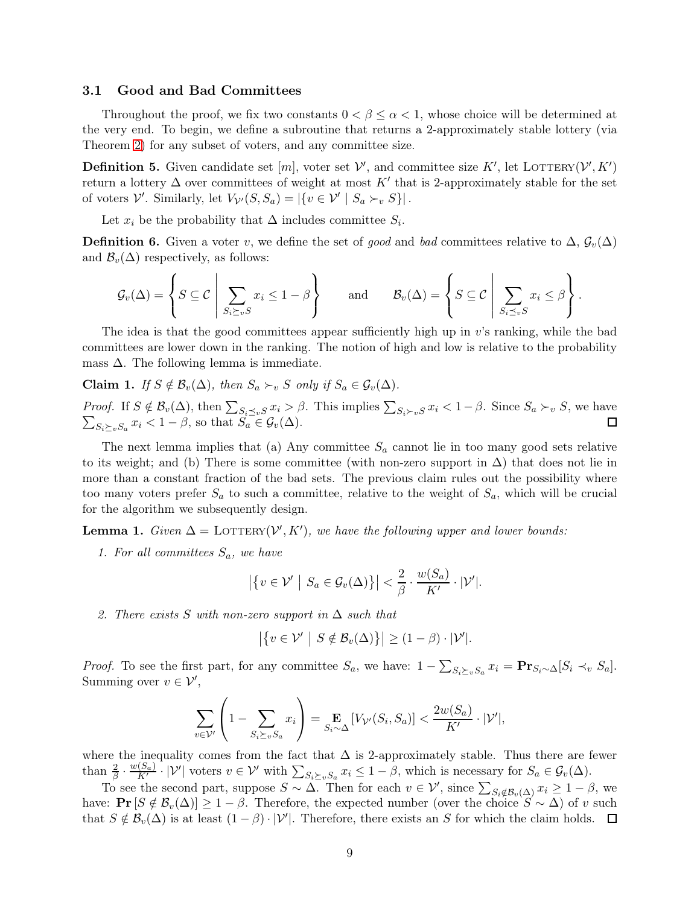### 3.1 Good and Bad Committees

Throughout the proof, we fix two constants $0 < \beta \leq \alpha < 1$, whose choice will be determined at the very end. To begin, we define a subroutine that returns a 2-approximately stable lottery (via Theorem 2) for any subset of voters, and any committee size.

**Definition 5.** Given candidate set $[m]$, voter set $\mathcal{V}'$, and committee size $K'$, let $\text{LOTTERY}(\mathcal{V}', K')$ return a lottery $\Delta$ over committees of weight at most $K'$ that is 2-approximately stable for the set of voters $\mathcal{V}'$. Similarly, let $V_{\mathcal{V}'}(S, S_a) = |\{v \in \mathcal{V}' \mid S_a \succ_v S\}|$.

Let $x_i$ be the probability that $\Delta$ includes committee $S_i$.

**Definition 6.** Given a voter $v$, we define the set of *good* and *bad* committees relative to $\Delta$, $\mathcal{G}_v(\Delta)$ and $\mathcal{B}_v(\Delta)$ respectively, as follows:

$$\mathcal{G}_v(\Delta) = \left\{ S \subseteq \mathcal{C} \;\middle|\; \sum_{S_i \succeq_v S} x_i \leq 1 - \beta \right\} \qquad \text{and} \qquad \mathcal{B}_v(\Delta) = \left\{ S \subseteq \mathcal{C} \;\middle|\; \sum_{S_i \preceq_v S} x_i \leq \beta \right\}.$$

The idea is that the good committees appear sufficiently high up in $v$'s ranking, while the bad committees are lower down in the ranking. The notion of high and low is relative to the probability mass $\Delta$. The following lemma is immediate.

**Claim 1.** *If $S \notin \mathcal{B}_v(\Delta)$, then $S_a \succ_v S$ only if $S_a \in \mathcal{G}_v(\Delta)$.*

*Proof.* If $S \notin \mathcal{B}_v(\Delta)$, then $\sum_{S_i \preceq_v S} x_i > \beta$. This implies $\sum_{S_i \succ_v S} x_i < 1 - \beta$. Since $S_a \succ_v S$, we have $\sum_{S_i \succeq_v S_a} x_i < 1 - \beta$, so that $S_a \in \mathcal{G}_v(\Delta)$. $\square$

The next lemma implies that (a) Any committee $S_a$ cannot lie in too many good sets relative to its weight; and (b) There is some committee (with non-zero support in $\Delta$) that does not lie in more than a constant fraction of the bad sets. The previous claim rules out the possibility where too many voters prefer $S_a$ to such a committee, relative to the weight of $S_a$, which will be crucial for the algorithm we subsequently design.

**Lemma 1.** *Given $\Delta = \text{LOTTERY}(\mathcal{V}', K')$, we have the following upper and lower bounds:*

1. *For all committees $S_a$, we have*

$$\left|\{v \in \mathcal{V}' \mid S_a \in \mathcal{G}_v(\Delta)\}\right| < \frac{2}{\beta} \cdot \frac{w(S_a)}{K'} \cdot |\mathcal{V}'|.$$

2. *There exists $S$ with non-zero support in $\Delta$ such that*

$$\left|\{v \in \mathcal{V}' \mid S \notin \mathcal{B}_v(\Delta)\}\right| \geq (1 - \beta) \cdot |\mathcal{V}'|.$$

*Proof.* To see the first part, for any committee $S_a$, we have: $1 - \sum_{S_i \succeq_v S_a} x_i = \mathbf{Pr}_{S_i \sim \Delta}[S_i \prec_v S_a]$. Summing over $v \in \mathcal{V}'$,

$$\sum_{v \in \mathcal{V}'} \left( 1 - \sum_{S_i \succeq_v S_a} x_i \right) = \mathop{\mathbf{E}}_{S_i \sim \Delta} [V_{\mathcal{V}'}(S_i, S_a)] < \frac{2w(S_a)}{K'} \cdot |\mathcal{V}'|,$$

where the inequality comes from the fact that $\Delta$ is 2-approximately stable. Thus there are fewer than $\frac{2}{\beta} \cdot \frac{w(S_a)}{K'} \cdot |\mathcal{V}'|$ voters $v \in \mathcal{V}'$ with $\sum_{S_i \succeq_v S_a} x_i \leq 1 - \beta$, which is necessary for $S_a \in \mathcal{G}_v(\Delta)$.

To see the second part, suppose $S \sim \Delta$. Then for each $v \in \mathcal{V}'$, since $\sum_{S_i \notin \mathcal{B}_v(\Delta)} x_i \geq 1 - \beta$, we have: $\mathbf{Pr}[S \notin \mathcal{B}_v(\Delta)] \geq 1 - \beta$. Therefore, the expected number (over the choice $S \sim \Delta$) of $v$ such that $S \notin \mathcal{B}_v(\Delta)$ is at least $(1 - \beta) \cdot |\mathcal{V}'|$. Therefore, there exists an $S$ for which the claim holds. $\square$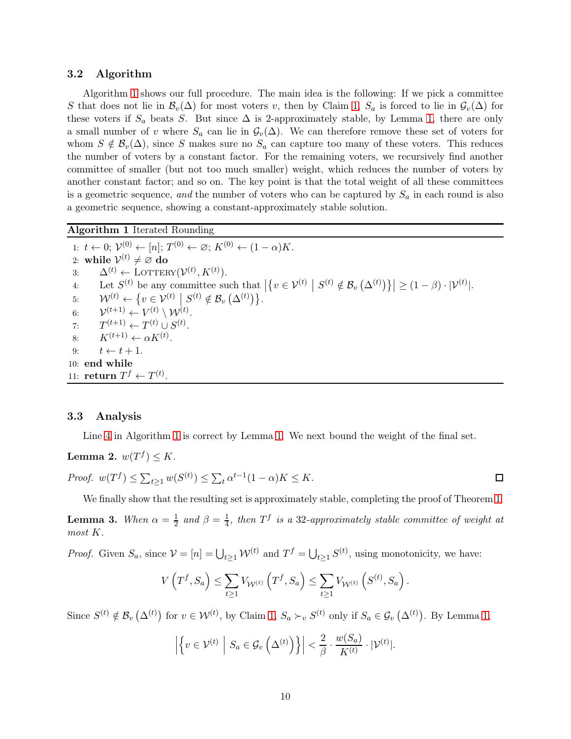### 3.2 Algorithm

Algorithm 1 shows our full procedure. The main idea is the following: If we pick a committee $S$ that does not lie in $\mathcal{B}_v(\Delta)$ for most voters $v$, then by Claim 1, $S_a$ is forced to lie in $\mathcal{G}_v(\Delta)$ for these voters if $S_a$ beats $S$. But since $\Delta$ is 2-approximately stable, by Lemma 1, there are only a small number of $v$ where $S_a$ can lie in $\mathcal{G}_v(\Delta)$. We can therefore remove these set of voters for whom $S \notin \mathcal{B}_v(\Delta)$, since $S$ makes sure no $S_a$ can capture too many of these voters. This reduces the number of voters by a constant factor. For the remaining voters, we recursively find another committee of smaller (but not too much smaller) weight, which reduces the number of voters by another constant factor; and so on. The key point is that the total weight of all these committees is a geometric sequence, *and* the number of voters who can be captured by $S_a$ in each round is also a geometric sequence, showing a constant-approximately stable solution.

**Algorithm 1** Iterated Rounding

```
1:  t ← 0; V^(0) ← [n]; T^(0) ← ∅; K^(0) ← (1 − α)K.
2:  while V^(t) ≠ ∅ do
3:      Δ^(t) ← LOTTERY(V^(t), K^(t)).
4:      Let S^(t) be any committee such that |{v ∈ V^(t) | S^(t) ∉ B_v(Δ^(t))}| ≥ (1 − β) · |V^(t)|.
5:      W^(t) ← {v ∈ V^(t) | S^(t) ∉ B_v(Δ^(t))}.
6:      V^(t+1) ← V^(t) \ W^(t).
7:      T^(t+1) ← T^(t) ∪ S^(t).
8:      K^(t+1) ← αK^(t).
9:      t ← t + 1.
10: end while
11: return T^f ← T^(t).
```

### 3.3 Analysis

Line 4 in Algorithm 1 is correct by Lemma 1. We next bound the weight of the final set.

**Lemma 2.** $w(T^f) \leq K$.

*Proof.* $w(T^f) \leq \sum_{t \geq 1} w(S^{(t)}) \leq \sum_t \alpha^{t-1}(1-\alpha)K \leq K$. ◻

We finally show that the resulting set is approximately stable, completing the proof of Theorem 1.

**Lemma 3.** *When $\alpha = \frac{1}{2}$ and $\beta = \frac{1}{4}$, then $T^f$ is a 32-approximately stable committee of weight at most $K$.*

*Proof.* Given $S_a$, since $\mathcal{V} = [n] = \bigcup_{t \geq 1} \mathcal{W}^{(t)}$ and $T^f = \bigcup_{t \geq 1} S^{(t)}$, using monotonicity, we have:

$$V\left(T^f, S_a\right) \leq \sum_{t \geq 1} V_{\mathcal{W}^{(t)}}\left(T^f, S_a\right) \leq \sum_{t \geq 1} V_{\mathcal{W}^{(t)}}\left(S^{(t)}, S_a\right).$$

Since $S^{(t)} \notin \mathcal{B}_v\left(\Delta^{(t)}\right)$ for $v \in \mathcal{W}^{(t)}$, by Claim 1, $S_a \succ_v S^{(t)}$ only if $S_a \in \mathcal{G}_v\left(\Delta^{(t)}\right)$. By Lemma 1,

$$\left|\left\{v \in \mathcal{V}^{(t)} \;\middle|\; S_a \in \mathcal{G}_v\left(\Delta^{(t)}\right)\right\}\right| < \frac{2}{\beta} \cdot \frac{w(S_a)}{K^{(t)}} \cdot |\mathcal{V}^{(t)}|.$$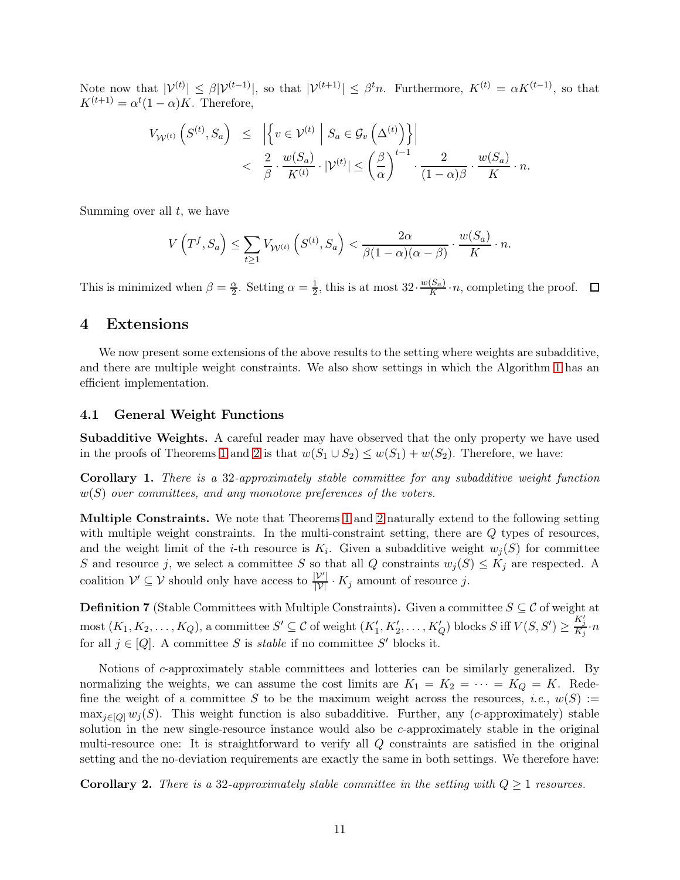Note now that $|\mathcal{V}^{(t)}| \leq \beta|\mathcal{V}^{(t-1)}|$, so that $|\mathcal{V}^{(t+1)}| \leq \beta^t n$. Furthermore, $K^{(t)} = \alpha K^{(t-1)}$, so that $K^{(t+1)} = \alpha^t(1-\alpha)K$. Therefore,

$$
\begin{aligned}
V_{\mathcal{W}^{(t)}}\left(S^{(t)}, S_a\right) &\leq \left|\left\{v \in \mathcal{V}^{(t)} \;\middle|\; S_a \in \mathcal{G}_v\left(\Delta^{(t)}\right)\right\}\right| \\
&< \frac{2}{\beta} \cdot \frac{w(S_a)}{K^{(t)}} \cdot |\mathcal{V}^{(t)}| \leq \left(\frac{\beta}{\alpha}\right)^{t-1} \cdot \frac{2}{(1-\alpha)\beta} \cdot \frac{w(S_a)}{K} \cdot n.
\end{aligned}
$$

Summing over all $t$, we have

$$
V\left(T^f, S_a\right) \leq \sum_{t \geq 1} V_{\mathcal{W}^{(t)}}\left(S^{(t)}, S_a\right) < \frac{2\alpha}{\beta(1-\alpha)(\alpha-\beta)} \cdot \frac{w(S_a)}{K} \cdot n.
$$

This is minimized when $\beta = \frac{\alpha}{2}$. Setting $\alpha = \frac{1}{2}$, this is at most $32 \cdot \frac{w(S_a)}{K} \cdot n$, completing the proof. □

## 4 Extensions

We now present some extensions of the above results to the setting where weights are subadditive, and there are multiple weight constraints. We also show settings in which the Algorithm 1 has an efficient implementation.

### 4.1 General Weight Functions

**Subadditive Weights.** A careful reader may have observed that the only property we have used in the proofs of Theorems 1 and 2 is that $w(S_1 \cup S_2) \leq w(S_1) + w(S_2)$. Therefore, we have:

**Corollary 1.** *There is a 32-approximately stable committee for any subadditive weight function $w(S)$ over committees, and any monotone preferences of the voters.*

**Multiple Constraints.** We note that Theorems 1 and 2 naturally extend to the following setting with multiple weight constraints. In the multi-constraint setting, there are $Q$ types of resources, and the weight limit of the $i$-th resource is $K_i$. Given a subadditive weight $w_j(S)$ for committee $S$ and resource $j$, we select a committee $S$ so that all $Q$ constraints $w_j(S) \leq K_j$ are respected. A coalition $\mathcal{V}' \subseteq \mathcal{V}$ should only have access to $\frac{|\mathcal{V}'|}{|\mathcal{V}|} \cdot K_j$ amount of resource $j$.

**Definition 7** (Stable Committees with Multiple Constraints)**.** Given a committee $S \subseteq \mathcal{C}$ of weight at most $(K_1, K_2, \ldots, K_Q)$, a committee $S' \subseteq \mathcal{C}$ of weight $(K_1', K_2', \ldots, K_Q')$ blocks $S$ iff $V(S, S') \geq \frac{K_j'}{K_j} \cdot n$ for all $j \in [Q]$. A committee $S$ is *stable* if no committee $S'$ blocks it.

Notions of $c$-approximately stable committees and lotteries can be similarly generalized. By normalizing the weights, we can assume the cost limits are $K_1 = K_2 = \cdots = K_Q = K$. Redefine the weight of a committee $S$ to be the maximum weight across the resources, *i.e.*, $w(S) := \max_{j \in [Q]} w_j(S)$. This weight function is also subadditive. Further, any ($c$-approximately) stable solution in the new single-resource instance would also be $c$-approximately stable in the original multi-resource one: It is straightforward to verify all $Q$ constraints are satisfied in the original setting and the no-deviation requirements are exactly the same in both settings. We therefore have:

**Corollary 2.** *There is a 32-approximately stable committee in the setting with $Q \geq 1$ resources.*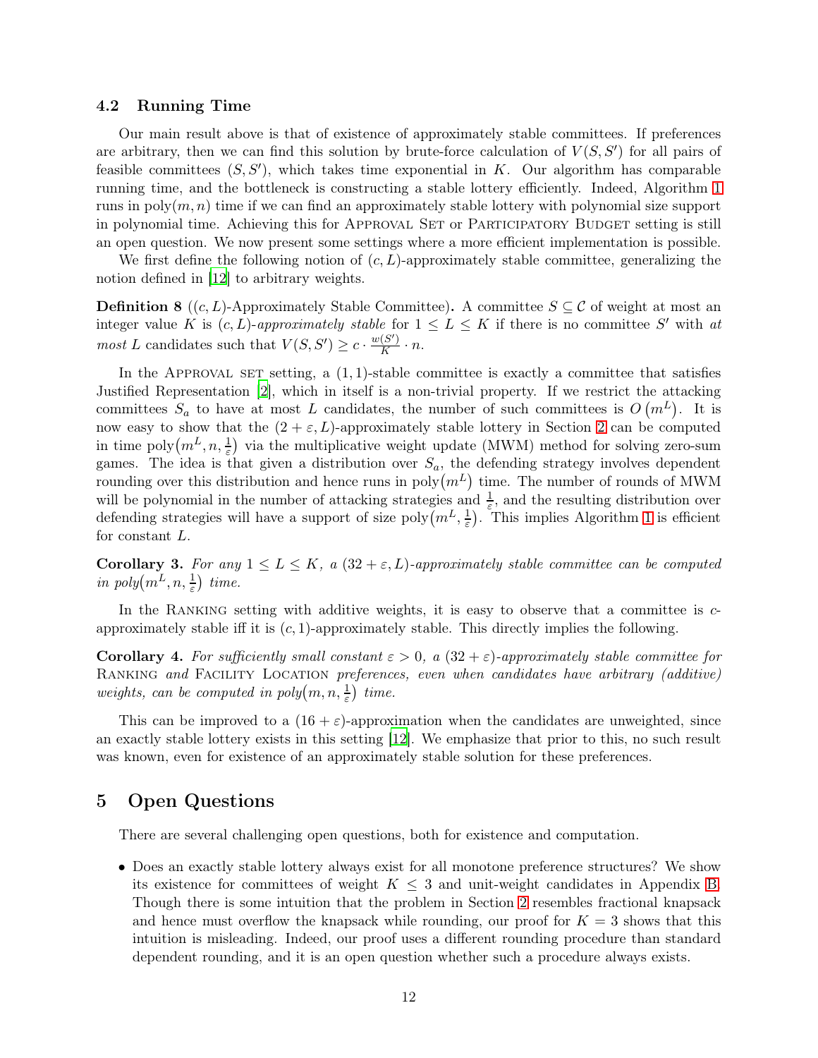### 4.2 Running Time

Our main result above is that of existence of approximately stable committees. If preferences are arbitrary, then we can find this solution by brute-force calculation of $V(S,S')$ for all pairs of feasible committees $(S,S')$, which takes time exponential in $K$. Our algorithm has comparable running time, and the bottleneck is constructing a stable lottery efficiently. Indeed, Algorithm 1 runs in $\text{poly}(m,n)$ time if we can find an approximately stable lottery with polynomial size support in polynomial time. Achieving this for Approval Set or Participatory Budget setting is still an open question. We now present some settings where a more efficient implementation is possible.

We first define the following notion of $(c,L)$-approximately stable committee, generalizing the notion defined in [12] to arbitrary weights.

**Definition 8** (**$(c,L)$-Approximately Stable Committee**)**.** A committee $S \subseteq \mathcal{C}$ of weight at most an integer value $K$ is *$(c,L)$-approximately stable* for $1 \le L \le K$ if there is no committee $S'$ with *at most* $L$ candidates such that $V(S,S') \ge c \cdot \frac{w(S')}{K} \cdot n$.

In the Approval set setting, a $(1,1)$-stable committee is exactly a committee that satisfies Justified Representation [2], which in itself is a non-trivial property. If we restrict the attacking committees $S_a$ to have at most $L$ candidates, the number of such committees is $O\left(m^L\right)$. It is now easy to show that the $(2+\varepsilon,L)$-approximately stable lottery in Section 2 can be computed in time $\text{poly}\left(m^L,n,\frac{1}{\varepsilon}\right)$ via the multiplicative weight update (MWM) method for solving zero-sum games. The idea is that given a distribution over $S_a$, the defending strategy involves dependent rounding over this distribution and hence runs in $\text{poly}\left(m^L\right)$ time. The number of rounds of MWM will be polynomial in the number of attacking strategies and $\frac{1}{\varepsilon}$, and the resulting distribution over defending strategies will have a support of size $\text{poly}\left(m^L,\frac{1}{\varepsilon}\right)$. This implies Algorithm 1 is efficient for constant $L$.

**Corollary 3.** *For any $1 \le L \le K$, a $(32+\varepsilon,L)$-approximately stable committee can be computed in $\text{poly}\left(m^L,n,\frac{1}{\varepsilon}\right)$ time.*

In the Ranking setting with additive weights, it is easy to observe that a committee is $c$-approximately stable iff it is $(c,1)$-approximately stable. This directly implies the following.

**Corollary 4.** *For sufficiently small constant $\varepsilon > 0$, a $(32+\varepsilon)$-approximately stable committee for* Ranking *and* Facility Location *preferences, even when candidates have arbitrary (additive) weights, can be computed in $\text{poly}\left(m,n,\frac{1}{\varepsilon}\right)$ time.*

This can be improved to a $(16+\varepsilon)$-approximation when the candidates are unweighted, since an exactly stable lottery exists in this setting [12]. We emphasize that prior to this, no such result was known, even for existence of an approximately stable solution for these preferences.

## 5 Open Questions

There are several challenging open questions, both for existence and computation.

- Does an exactly stable lottery always exist for all monotone preference structures? We show its existence for committees of weight $K \le 3$ and unit-weight candidates in Appendix B. Though there is some intuition that the problem in Section 2 resembles fractional knapsack and hence must overflow the knapsack while rounding, our proof for $K = 3$ shows that this intuition is misleading. Indeed, our proof uses a different rounding procedure than standard dependent rounding, and it is an open question whether such a procedure always exists.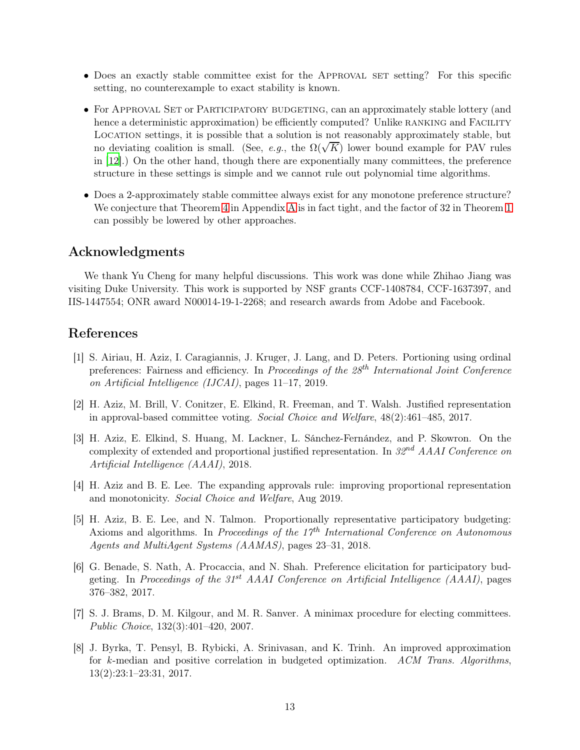- Does an exactly stable committee exist for the Approval set setting? For this specific setting, no counterexample to exact stability is known.

- For Approval Set or Participatory budgeting, can an approximately stable lottery (and hence a deterministic approximation) be efficiently computed? Unlike ranking and Facility Location settings, it is possible that a solution is not reasonably approximately stable, but no deviating coalition is small. (See, *e.g.*, the $\Omega(\sqrt{K})$ lower bound example for PAV rules in [12].) On the other hand, though there are exponentially many committees, the preference structure in these settings is simple and we cannot rule out polynomial time algorithms.

- Does a 2-approximately stable committee always exist for any monotone preference structure? We conjecture that Theorem 4 in Appendix A is in fact tight, and the factor of 32 in Theorem 1 can possibly be lowered by other approaches.

## Acknowledgments

We thank Yu Cheng for many helpful discussions. This work was done while Zhihao Jiang was visiting Duke University. This work is supported by NSF grants CCF-1408784, CCF-1637397, and IIS-1447554; ONR award N00014-19-1-2268; and research awards from Adobe and Facebook.

## References

[1] S. Airiau, H. Aziz, I. Caragiannis, J. Kruger, J. Lang, and D. Peters. Portioning using ordinal preferences: Fairness and efficiency. In *Proceedings of the 28th International Joint Conference on Artificial Intelligence (IJCAI)*, pages 11–17, 2019.

[2] H. Aziz, M. Brill, V. Conitzer, E. Elkind, R. Freeman, and T. Walsh. Justified representation in approval-based committee voting. *Social Choice and Welfare*, 48(2):461–485, 2017.

[3] H. Aziz, E. Elkind, S. Huang, M. Lackner, L. Sánchez-Fernández, and P. Skowron. On the complexity of extended and proportional justified representation. In *32nd AAAI Conference on Artificial Intelligence (AAAI)*, 2018.

[4] H. Aziz and B. E. Lee. The expanding approvals rule: improving proportional representation and monotonicity. *Social Choice and Welfare*, Aug 2019.

[5] H. Aziz, B. E. Lee, and N. Talmon. Proportionally representative participatory budgeting: Axioms and algorithms. In *Proceedings of the 17th International Conference on Autonomous Agents and MultiAgent Systems (AAMAS)*, pages 23–31, 2018.

[6] G. Benade, S. Nath, A. Procaccia, and N. Shah. Preference elicitation for participatory budgeting. In *Proceedings of the 31st AAAI Conference on Artificial Intelligence (AAAI)*, pages 376–382, 2017.

[7] S. J. Brams, D. M. Kilgour, and M. R. Sanver. A minimax procedure for electing committees. *Public Choice*, 132(3):401–420, 2007.

[8] J. Byrka, T. Pensyl, B. Rybicki, A. Srinivasan, and K. Trinh. An improved approximation for $k$-median and positive correlation in budgeted optimization. *ACM Trans. Algorithms*, 13(2):23:1–23:31, 2017.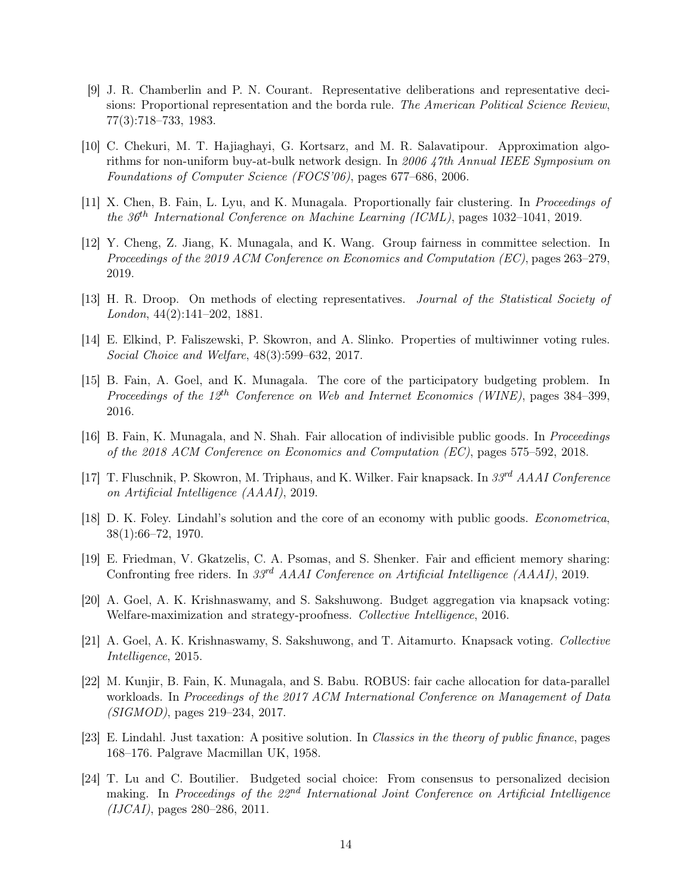[9] J. R. Chamberlin and P. N. Courant. Representative deliberations and representative decisions: Proportional representation and the borda rule. *The American Political Science Review*, 77(3):718–733, 1983.

[10] C. Chekuri, M. T. Hajiaghayi, G. Kortsarz, and M. R. Salavatipour. Approximation algorithms for non-uniform buy-at-bulk network design. In *2006 47th Annual IEEE Symposium on Foundations of Computer Science (FOCS'06)*, pages 677–686, 2006.

[11] X. Chen, B. Fain, L. Lyu, and K. Munagala. Proportionally fair clustering. In *Proceedings of the 36th International Conference on Machine Learning (ICML)*, pages 1032–1041, 2019.

[12] Y. Cheng, Z. Jiang, K. Munagala, and K. Wang. Group fairness in committee selection. In *Proceedings of the 2019 ACM Conference on Economics and Computation (EC)*, pages 263–279, 2019.

[13] H. R. Droop. On methods of electing representatives. *Journal of the Statistical Society of London*, 44(2):141–202, 1881.

[14] E. Elkind, P. Faliszewski, P. Skowron, and A. Slinko. Properties of multiwinner voting rules. *Social Choice and Welfare*, 48(3):599–632, 2017.

[15] B. Fain, A. Goel, and K. Munagala. The core of the participatory budgeting problem. In *Proceedings of the 12th Conference on Web and Internet Economics (WINE)*, pages 384–399, 2016.

[16] B. Fain, K. Munagala, and N. Shah. Fair allocation of indivisible public goods. In *Proceedings of the 2018 ACM Conference on Economics and Computation (EC)*, pages 575–592, 2018.

[17] T. Fluschnik, P. Skowron, M. Triphaus, and K. Wilker. Fair knapsack. In *33rd AAAI Conference on Artificial Intelligence (AAAI)*, 2019.

[18] D. K. Foley. Lindahl's solution and the core of an economy with public goods. *Econometrica*, 38(1):66–72, 1970.

[19] E. Friedman, V. Gkatzelis, C. A. Psomas, and S. Shenker. Fair and efficient memory sharing: Confronting free riders. In *33rd AAAI Conference on Artificial Intelligence (AAAI)*, 2019.

[20] A. Goel, A. K. Krishnaswamy, and S. Sakshuwong. Budget aggregation via knapsack voting: Welfare-maximization and strategy-proofness. *Collective Intelligence*, 2016.

[21] A. Goel, A. K. Krishnaswamy, S. Sakshuwong, and T. Aitamurto. Knapsack voting. *Collective Intelligence*, 2015.

[22] M. Kunjir, B. Fain, K. Munagala, and S. Babu. ROBUS: fair cache allocation for data-parallel workloads. In *Proceedings of the 2017 ACM International Conference on Management of Data (SIGMOD)*, pages 219–234, 2017.

[23] E. Lindahl. Just taxation: A positive solution. In *Classics in the theory of public finance*, pages 168–176. Palgrave Macmillan UK, 1958.

[24] T. Lu and C. Boutilier. Budgeted social choice: From consensus to personalized decision making. In *Proceedings of the 22nd International Joint Conference on Artificial Intelligence (IJCAI)*, pages 280–286, 2011.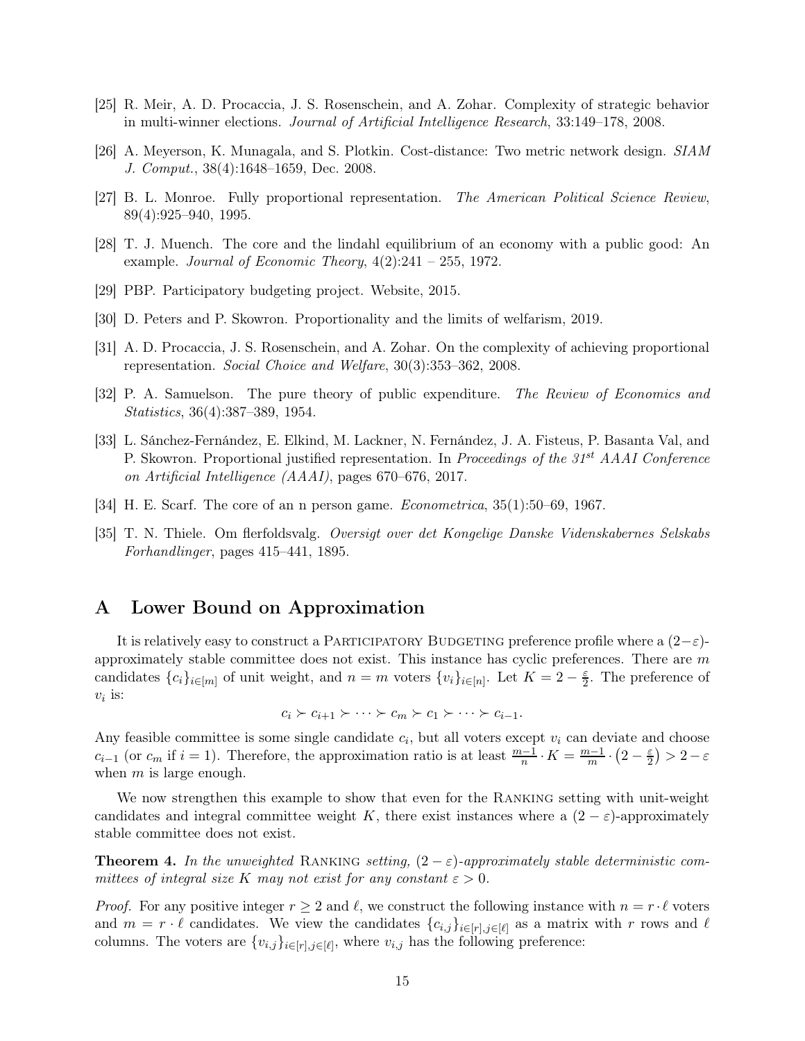[25] R. Meir, A. D. Procaccia, J. S. Rosenschein, and A. Zohar. Complexity of strategic behavior in multi-winner elections. *Journal of Artificial Intelligence Research*, 33:149–178, 2008.

[26] A. Meyerson, K. Munagala, and S. Plotkin. Cost-distance: Two metric network design. *SIAM J. Comput.*, 38(4):1648–1659, Dec. 2008.

[27] B. L. Monroe. Fully proportional representation. *The American Political Science Review*, 89(4):925–940, 1995.

[28] T. J. Muench. The core and the lindahl equilibrium of an economy with a public good: An example. *Journal of Economic Theory*, 4(2):241 – 255, 1972.

[29] PBP. Participatory budgeting project. Website, 2015.

[30] D. Peters and P. Skowron. Proportionality and the limits of welfarism, 2019.

[31] A. D. Procaccia, J. S. Rosenschein, and A. Zohar. On the complexity of achieving proportional representation. *Social Choice and Welfare*, 30(3):353–362, 2008.

[32] P. A. Samuelson. The pure theory of public expenditure. *The Review of Economics and Statistics*, 36(4):387–389, 1954.

[33] L. Sánchez-Fernández, E. Elkind, M. Lackner, N. Fernández, J. A. Fisteus, P. Basanta Val, and P. Skowron. Proportional justified representation. In *Proceedings of the 31st AAAI Conference on Artificial Intelligence (AAAI)*, pages 670–676, 2017.

[34] H. E. Scarf. The core of an n person game. *Econometrica*, 35(1):50–69, 1967.

[35] T. N. Thiele. Om flerfoldsvalg. *Oversigt over det Kongelige Danske Videnskabernes Selskabs Forhandlinger*, pages 415–441, 1895.

# A Lower Bound on Approximation

It is relatively easy to construct a Participatory Budgeting preference profile where a $(2-\varepsilon)$-approximately stable committee does not exist. This instance has cyclic preferences. There are $m$ candidates $\{c_i\}_{i\in[m]}$ of unit weight, and $n = m$ voters $\{v_i\}_{i\in[n]}$. Let $K = 2 - \frac{\varepsilon}{2}$. The preference of $v_i$ is:

$$c_i \succ c_{i+1} \succ \cdots \succ c_m \succ c_1 \succ \cdots \succ c_{i-1}.$$

Any feasible committee is some single candidate $c_i$, but all voters except $v_i$ can deviate and choose $c_{i-1}$ (or $c_m$ if $i = 1$). Therefore, the approximation ratio is at least $\frac{m-1}{n} \cdot K = \frac{m-1}{m} \cdot \left(2 - \frac{\varepsilon}{2}\right) > 2 - \varepsilon$ when $m$ is large enough.

We now strengthen this example to show that even for the Ranking setting with unit-weight candidates and integral committee weight $K$, there exist instances where a $(2 - \varepsilon)$-approximately stable committee does not exist.

**Theorem 4.** *In the unweighted* Ranking *setting, $(2 - \varepsilon)$-approximately stable deterministic committees of integral size $K$ may not exist for any constant $\varepsilon > 0$.*

*Proof.* For any positive integer $r \geq 2$ and $\ell$, we construct the following instance with $n = r \cdot \ell$ voters and $m = r \cdot \ell$ candidates. We view the candidates $\{c_{i,j}\}_{i\in[r],j\in[\ell]}$ as a matrix with $r$ rows and $\ell$ columns. The voters are $\{v_{i,j}\}_{i\in[r],j\in[\ell]}$, where $v_{i,j}$ has the following preference: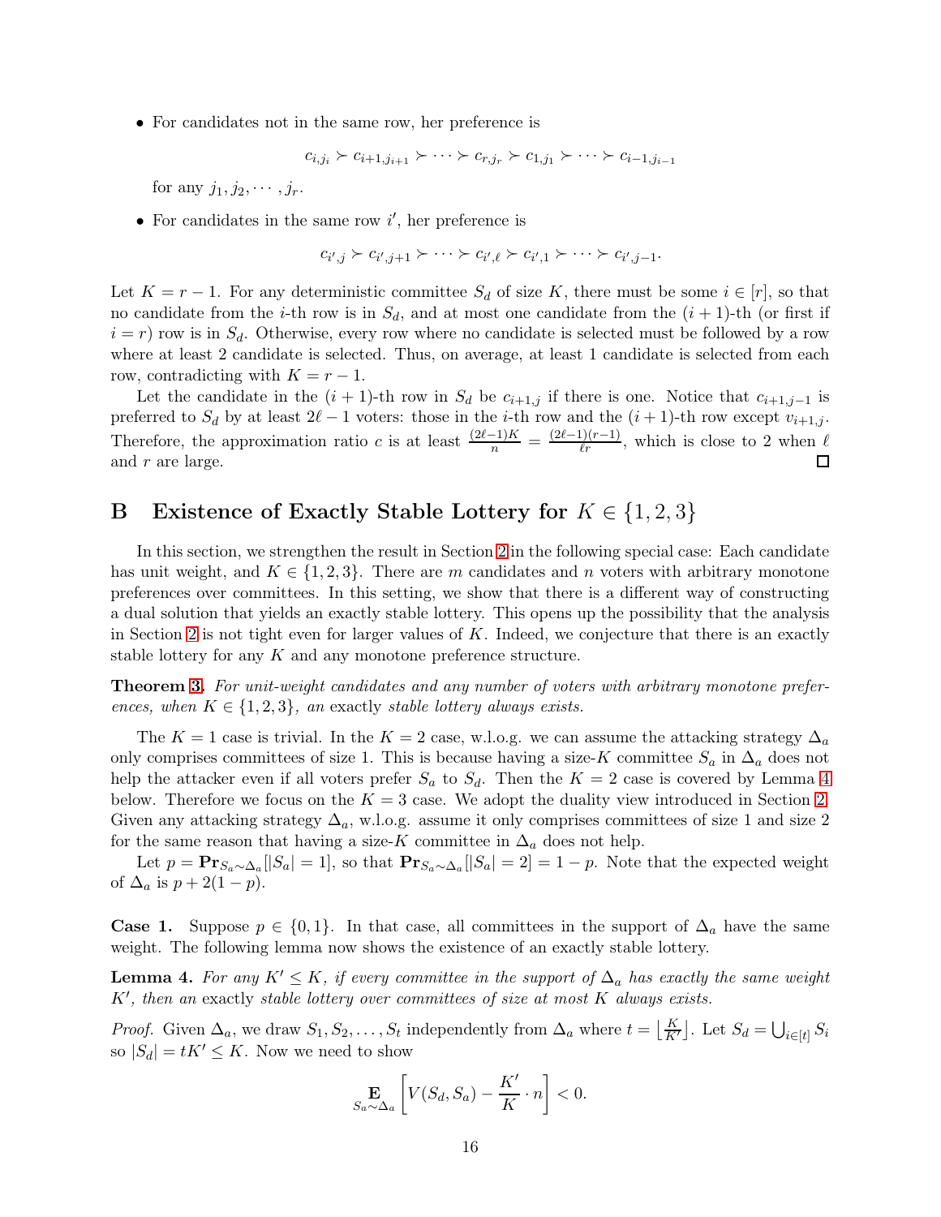- For candidates not in the same row, her preference is

$$c_{i,j_i} \succ c_{i+1,j_{i+1}} \succ \cdots \succ c_{r,j_r} \succ c_{1,j_1} \succ \cdots \succ c_{i-1,j_{i-1}}$$

  for any $j_1, j_2, \cdots, j_r$.

- For candidates in the same row $i'$, her preference is

$$c_{i',j} \succ c_{i',j+1} \succ \cdots \succ c_{i',\ell} \succ c_{i',1} \succ \cdots \succ c_{i',j-1}.$$

Let $K = r - 1$. For any deterministic committee $S_d$ of size $K$, there must be some $i \in [r]$, so that no candidate from the $i$-th row is in $S_d$, and at most one candidate from the $(i+1)$-th (or first if $i = r$) row is in $S_d$. Otherwise, every row where no candidate is selected must be followed by a row where at least 2 candidate is selected. Thus, on average, at least 1 candidate is selected from each row, contradicting with $K = r - 1$.

Let the candidate in the $(i+1)$-th row in $S_d$ be $c_{i+1,j}$ if there is one. Notice that $c_{i+1,j-1}$ is preferred to $S_d$ by at least $2\ell - 1$ voters: those in the $i$-th row and the $(i+1)$-th row except $v_{i+1,j}$. Therefore, the approximation ratio $c$ is at least $\frac{(2\ell-1)K}{n} = \frac{(2\ell-1)(r-1)}{\ell r}$, which is close to 2 when $\ell$ and $r$ are large. $\square$

## B Existence of Exactly Stable Lottery for $K \in \{1, 2, 3\}$

In this section, we strengthen the result in Section 2 in the following special case: Each candidate has unit weight, and $K \in \{1, 2, 3\}$. There are $m$ candidates and $n$ voters with arbitrary monotone preferences over committees. In this setting, we show that there is a different way of constructing a dual solution that yields an exactly stable lottery. This opens up the possibility that the analysis in Section 2 is not tight even for larger values of $K$. Indeed, we conjecture that there is an exactly stable lottery for any $K$ and any monotone preference structure.

**Theorem 3.** *For unit-weight candidates and any number of voters with arbitrary monotone preferences, when $K \in \{1, 2, 3\}$, an* exactly *stable lottery always exists.*

The $K = 1$ case is trivial. In the $K = 2$ case, w.l.o.g. we can assume the attacking strategy $\Delta_a$ only comprises committees of size 1. This is because having a size-$K$ committee $S_a$ in $\Delta_a$ does not help the attacker even if all voters prefer $S_a$ to $S_d$. Then the $K = 2$ case is covered by Lemma 4 below. Therefore we focus on the $K = 3$ case. We adopt the duality view introduced in Section 2. Given any attacking strategy $\Delta_a$, w.l.o.g. assume it only comprises committees of size 1 and size 2 for the same reason that having a size-$K$ committee in $\Delta_a$ does not help.

Let $p = \mathbf{Pr}_{S_a \sim \Delta_a}[|S_a| = 1]$, so that $\mathbf{Pr}_{S_a \sim \Delta_a}[|S_a| = 2] = 1 - p$. Note that the expected weight of $\Delta_a$ is $p + 2(1 - p)$.

**Case 1.** Suppose $p \in \{0, 1\}$. In that case, all committees in the support of $\Delta_a$ have the same weight. The following lemma now shows the existence of an exactly stable lottery.

**Lemma 4.** *For any $K' \le K$, if every committee in the support of $\Delta_a$ has exactly the same weight $K'$, then an* exactly *stable lottery over committees of size at most $K$ always exists.*

*Proof.* Given $\Delta_a$, we draw $S_1, S_2, \ldots, S_t$ independently from $\Delta_a$ where $t = \lfloor \frac{K}{K'} \rfloor$. Let $S_d = \bigcup_{i \in [t]} S_i$ so $|S_d| = tK' \le K$. Now we need to show

$$\mathop{\mathbf{E}}_{S_a \sim \Delta_a}\left[V(S_d, S_a) - \frac{K'}{K} \cdot n\right] < 0.$$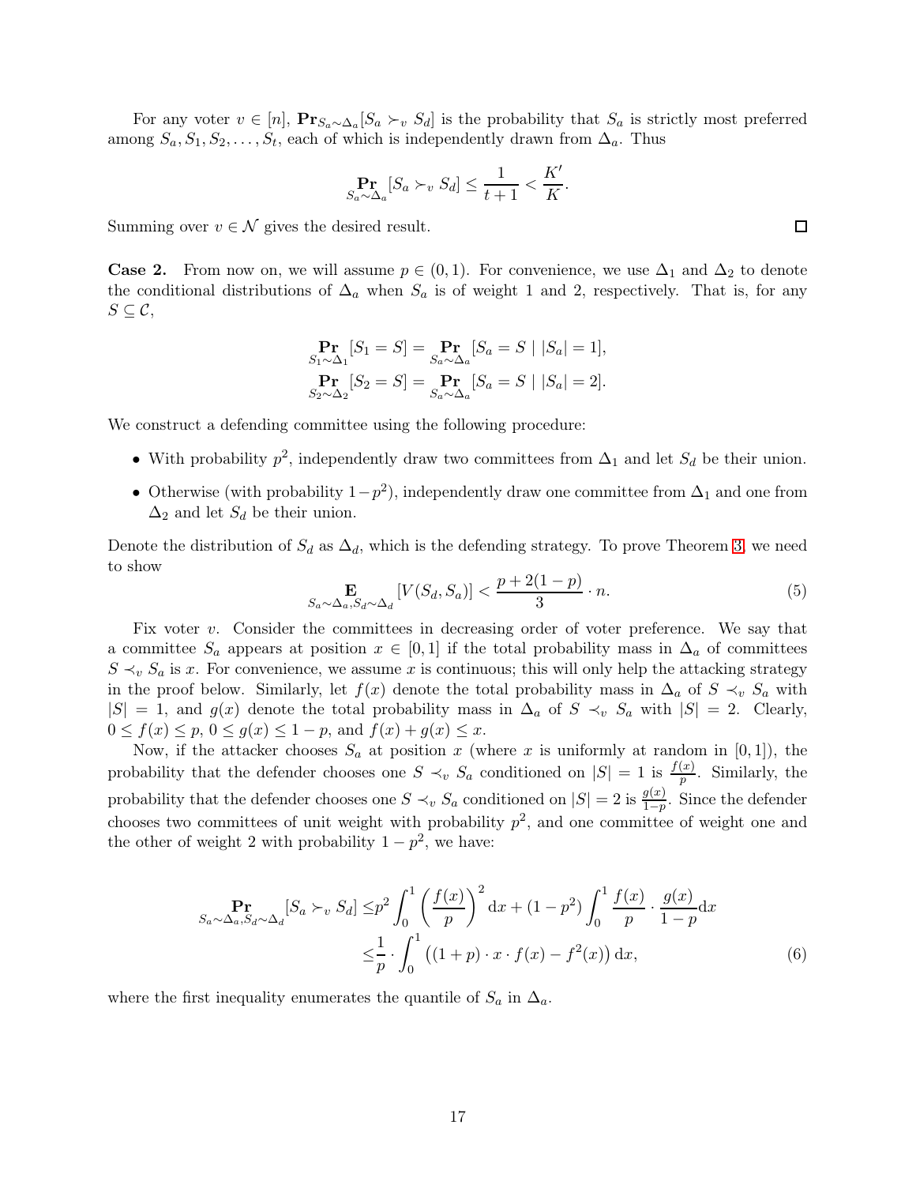For any voter $v \in [n]$, $\mathbf{Pr}_{S_a \sim \Delta_a}[S_a \succ_v S_d]$ is the probability that $S_a$ is strictly most preferred among $S_a, S_1, S_2, \ldots, S_t$, each of which is independently drawn from $\Delta_a$. Thus

$$\mathop{\mathbf{Pr}}_{S_a \sim \Delta_a}[S_a \succ_v S_d] \leq \frac{1}{t+1} < \frac{K'}{K}.$$

Summing over $v \in \mathcal{N}$ gives the desired result. $\square$

**Case 2.** From now on, we will assume $p \in (0, 1)$. For convenience, we use $\Delta_1$ and $\Delta_2$ to denote the conditional distributions of $\Delta_a$ when $S_a$ is of weight 1 and 2, respectively. That is, for any $S \subseteq \mathcal{C}$,

$$\mathop{\mathbf{Pr}}_{S_1 \sim \Delta_1}[S_1 = S] = \mathop{\mathbf{Pr}}_{S_a \sim \Delta_a}[S_a = S \mid |S_a| = 1],$$
$$\mathop{\mathbf{Pr}}_{S_2 \sim \Delta_2}[S_2 = S] = \mathop{\mathbf{Pr}}_{S_a \sim \Delta_a}[S_a = S \mid |S_a| = 2].$$

We construct a defending committee using the following procedure:

- With probability $p^2$, independently draw two committees from $\Delta_1$ and let $S_d$ be their union.
- Otherwise (with probability $1-p^2$), independently draw one committee from $\Delta_1$ and one from $\Delta_2$ and let $S_d$ be their union.

Denote the distribution of $S_d$ as $\Delta_d$, which is the defending strategy. To prove Theorem 3, we need to show

$$\mathop{\mathbf{E}}_{S_a \sim \Delta_a, S_d \sim \Delta_d}[V(S_d, S_a)] < \frac{p + 2(1-p)}{3} \cdot n. \tag{5}$$

Fix voter $v$. Consider the committees in decreasing order of voter preference. We say that a committee $S_a$ appears at position $x \in [0, 1]$ if the total probability mass in $\Delta_a$ of committees $S \prec_v S_a$ is $x$. For convenience, we assume $x$ is continuous; this will only help the attacking strategy in the proof below. Similarly, let $f(x)$ denote the total probability mass in $\Delta_a$ of $S \prec_v S_a$ with $|S| = 1$, and $g(x)$ denote the total probability mass in $\Delta_a$ of $S \prec_v S_a$ with $|S| = 2$. Clearly, $0 \leq f(x) \leq p$, $0 \leq g(x) \leq 1-p$, and $f(x) + g(x) \leq x$.

Now, if the attacker chooses $S_a$ at position $x$ (where $x$ is uniformly at random in $[0, 1]$), the probability that the defender chooses one $S \prec_v S_a$ conditioned on $|S| = 1$ is $\frac{f(x)}{p}$. Similarly, the probability that the defender chooses one $S \prec_v S_a$ conditioned on $|S| = 2$ is $\frac{g(x)}{1-p}$. Since the defender chooses two committees of unit weight with probability $p^2$, and one committee of weight one and the other of weight 2 with probability $1-p^2$, we have:

$$\begin{aligned}
\mathop{\mathbf{Pr}}_{S_a \sim \Delta_a, S_d \sim \Delta_d}[S_a \succ_v S_d] \leq& p^2 \int_0^1 \left(\frac{f(x)}{p}\right)^2 \mathrm{d}x + (1-p^2) \int_0^1 \frac{f(x)}{p} \cdot \frac{g(x)}{1-p} \mathrm{d}x \\
\leq& \frac{1}{p} \cdot \int_0^1 \left((1+p) \cdot x \cdot f(x) - f^2(x)\right) \mathrm{d}x,
\end{aligned} \tag{6}$$

where the first inequality enumerates the quantile of $S_a$ in $\Delta_a$.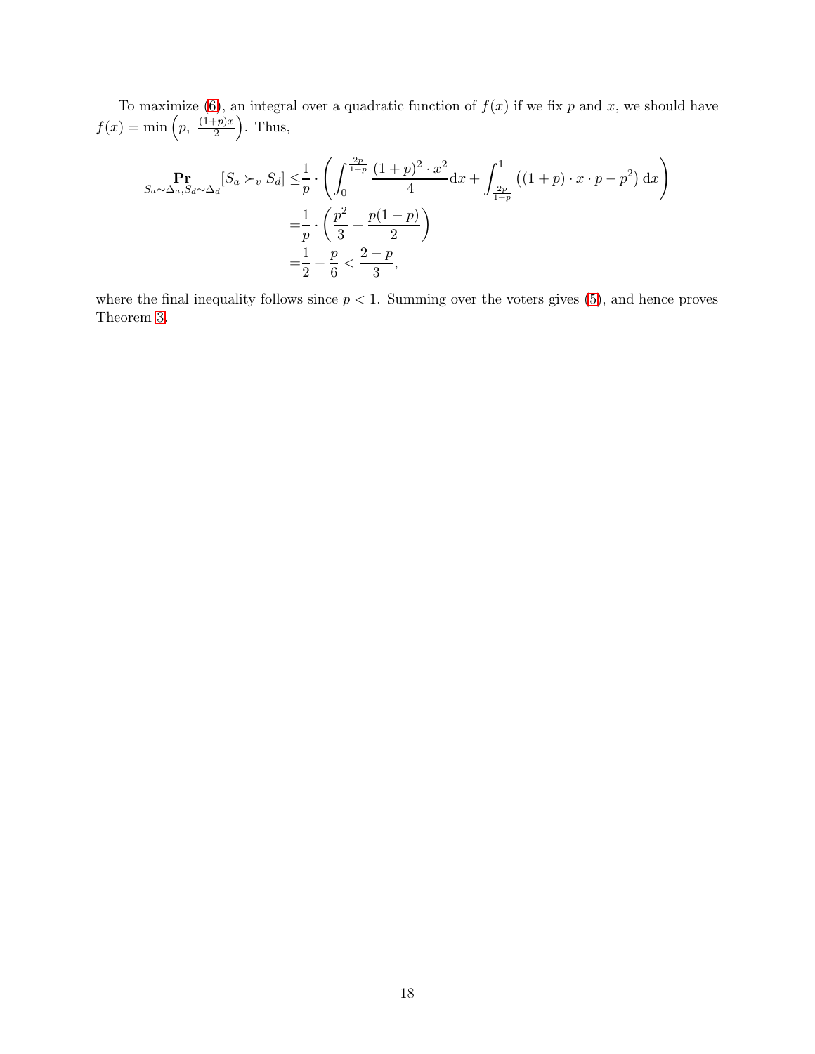To maximize (6), an integral over a quadratic function of $f(x)$ if we fix $p$ and $x$, we should have $f(x) = \min\left(p,\ \frac{(1+p)x}{2}\right)$. Thus,

$$
\begin{aligned}
\Pr_{S_a \sim \Delta_a, S_d \sim \Delta_d}[S_a \succ_v S_d] \leq & \frac{1}{p} \cdot \left( \int_0^{\frac{2p}{1+p}} \frac{(1+p)^2 \cdot x^2}{4} \mathrm{d}x + \int_{\frac{2p}{1+p}}^{1} \left((1+p) \cdot x \cdot p - p^2\right) \mathrm{d}x \right) \\
= & \frac{1}{p} \cdot \left( \frac{p^2}{3} + \frac{p(1-p)}{2} \right) \\
= & \frac{1}{2} - \frac{p}{6} < \frac{2-p}{3},
\end{aligned}
$$

where the final inequality follows since $p < 1$. Summing over the voters gives (5), and hence proves Theorem 3.